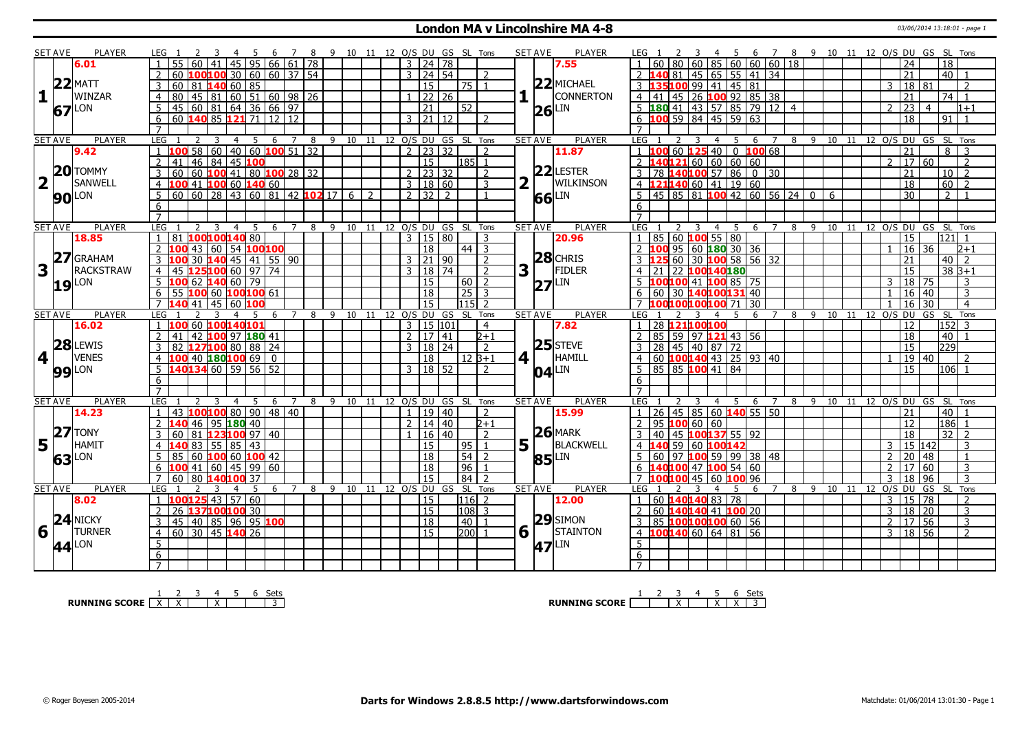# London MA v Lincolnshire MA 4-8

03/06/2014 13:18:01 - page 1

| SET AVE | PLAYER | LEG | 1 | 2 | 3 | 4 | 5 | 6 | 7 | 8 | 9 | 10 | 11 | 12 | O/S | DU | GS | SL | Tons | SET AVE | PLAYER | LEG | 1 | 2 | 3 | 4 | 5 | 6 | 7 | 8 | 9 | 10 | 11 | 12 | O/S | DU | GS | SL | Tons |
|---|---|---|---|---|---|---|---|---|---|---|---|---|---|---|---|---|---|---|---|---|---|---|---|---|---|---|---|---|---|---|---|---|---|---|---|---|---|---|---|
| 6.01 | | 1 | 55 | 60 | 41 | 45 | 95 | 66 | 61 | 78 | | | | | 3 | 24 | 78 | | | 7.55 | | 1 | 60 | 80 | 60 | 85 | 60 | 60 | 60 | 18 | | | | | | 24 | | 18 | |
| 22 | MATT WINZAR | 2 | 60 | 100 | 100 | 30 | 60 | 60 | 37 | 54 | | | | | 3 | 24 | 54 | | 2 | 22 | MICHAEL CONNERTON | 2 | 140 | 81 | 45 | 65 | 55 | 41 | 34 | | | | | | | 21 | | 40 | 1 |
| 1 | | 3 | 60 | 81 | 140 | 60 | 85 | | | | | | | | | 15 | | 75 | 1 | 1 | | 3 | 135 | 100 | 99 | 41 | 45 | 81 | | | | | | | 3 | 18 | 81 | | 2 |
| 67 | LON | 4 | 80 | 45 | 81 | 60 | 51 | 60 | 98 | 26 | | | | | 1 | 22 | 26 | | | 26 | LIN | 4 | 41 | 45 | 26 | 100 | 92 | 85 | 38 | | | | | | | 21 | | 74 | 1 |
| | | 5 | 45 | 60 | 81 | 64 | 36 | 66 | 97 | | | | | | | 21 | | 52 | | | | 5 | 180 | 41 | 43 | 57 | 85 | 79 | 12 | 4 | | | | | 2 | 23 | 4 | | 1+1 |
| | | 6 | 60 | 140 | 85 | 121 | 71 | 12 | 12 | | | | | | 3 | 21 | 12 | | 2 | | | 6 | 100 | 59 | 84 | 45 | 59 | 63 | | | | | | | | 18 | | 91 | 1 |
| | | 7 | | | | | | | | | | | | | | | | | | | | 7 | | | | | | | | | | | | | | | | | |
| SET AVE | PLAYER | LEG | 1 | 2 | 3 | 4 | 5 | 6 | 7 | 8 | 9 | 10 | 11 | 12 | O/S | DU | GS | SL | Tons | SET AVE | PLAYER | LEG | 1 | 2 | 3 | 4 | 5 | 6 | 7 | 8 | 9 | 10 | 11 | 12 | O/S | DU | GS | SL | Tons |
| 9.42 | | 1 | 100 | 58 | 60 | 40 | 60 | 100 | 51 | 32 | | | | | 2 | 23 | 32 | | 2 | 11.87 | | 1 | 100 | 60 | 125 | 40 | 0 | 100 | 68 | | | | | | | 21 | | 8 | 3 |
| 20 | TOMMY SANWELL | 2 | 41 | 46 | 84 | 45 | 100 | | | | | | | | | 15 | | 185 | 1 | 22 | LESTER WILKINSON | 2 | 140 | 121 | 60 | 60 | 60 | 60 | | | | | | | 2 | 17 | 60 | | 2 |
| 2 | | 3 | 60 | 60 | 100 | 41 | 80 | 100 | 28 | 32 | | | | | 2 | 23 | 32 | | 2 | 2 | | 3 | 78 | 140 | 100 | 57 | 86 | 0 | 30 | | | | | | | 21 | | 10 | 2 |
| 90 | LON | 4 | 100 | 41 | 100 | 60 | 140 | 60 | | | | | | | 3 | 18 | 60 | | 3 | 66 | LIN | 4 | 121 | 140 | 60 | 41 | 19 | 60 | | | | | | | | 18 | | 60 | 2 |
| | | 5 | 60 | 60 | 28 | 43 | 60 | 81 | 42 | 102 | 17 | 6 | 2 | | 2 | 32 | 2 | | 1 | | | 5 | 45 | 85 | 81 | 100 | 42 | 60 | 56 | 24 | 0 | 6 | | | | 30 | | 2 | 1 |
| | | 6 | | | | | | | | | | | | | | | | | | | | 6 | | | | | | | | | | | | | | | | | |
| | | 7 | | | | | | | | | | | | | | | | | | | | 7 | | | | | | | | | | | | | | | | | |
| SET AVE | PLAYER | LEG | 1 | 2 | 3 | 4 | 5 | 6 | 7 | 8 | 9 | 10 | 11 | 12 | O/S | DU | GS | SL | Tons | SET AVE | PLAYER | LEG | 1 | 2 | 3 | 4 | 5 | 6 | 7 | 8 | 9 | 10 | 11 | 12 | O/S | DU | GS | SL | Tons |
| 18.85 | | 1 | 81 | 100 | 100 | 140 | 80 | | | | | | | | 3 | 15 | 80 | | 3 | 20.96 | | 1 | 85 | 60 | 100 | 55 | 80 | | | | | | | | | 15 | | 121 | 1 |
| 27 | GRAHAM RACKSTRAW | 2 | 100 | 43 | 60 | 54 | 100 | 100 | | | | | | | | 18 | | 44 | 3 | 28 | CHRIS FIDLER | 2 | 100 | 95 | 60 | 180 | 30 | 36 | | | | | | | 1 | 16 | 36 | | 2+1 |
| 3 | | 3 | 100 | 30 | 140 | 45 | 41 | 55 | 90 | | | | | | 3 | 21 | 90 | | 2 | 3 | | 3 | 125 | 60 | 30 | 100 | 58 | 56 | 32 | | | | | | | 21 | | 40 | 2 |
| 19 | LON | 4 | 45 | 125 | 100 | 60 | 97 | 74 | | | | | | | 3 | 18 | 74 | | 2 | 27 | LIN | 4 | 21 | 22 | 100 | 140 | 180 | | | | | | | | | 15 | | 38 | 3+1 |
| | | 5 | 100 | 62 | 140 | 60 | 79 | | | | | | | | | 15 | | 60 | 2 | | | 5 | 100 | 100 | 41 | 100 | 85 | 75 | | | | | | | 3 | 18 | 75 | | 3 |
| | | 6 | 55 | 100 | 60 | 100 | 100 | 61 | | | | | | | | 18 | | 25 | 3 | | | 6 | 60 | 30 | 140 | 100 | 131 | 40 | | | | | | | 1 | 16 | 40 | | 3 |
| | | 7 | 140 | 41 | 45 | 60 | 100 | | | | | | | | | 15 | | 115 | 2 | | | 7 | 100 | 100 | 100 | 100 | 71 | 30 | | | | | | | 1 | 16 | 30 | | 4 |
| SET AVE | PLAYER | LEG | 1 | 2 | 3 | 4 | 5 | 6 | 7 | 8 | 9 | 10 | 11 | 12 | O/S | DU | GS | SL | Tons | SET AVE | PLAYER | LEG | 1 | 2 | 3 | 4 | 5 | 6 | 7 | 8 | 9 | 10 | 11 | 12 | O/S | DU | GS | SL | Tons |
| 16.02 | | 1 | 100 | 60 | 100 | 140 | 101 | | | | | | | | 3 | 15 | 101 | | 4 | 7.82 | | 1 | 28 | 121 | 100 | 100 | | | | | | | | | | 12 | | 152 | 3 |
| 28 | LEWIS VENES | 2 | 41 | 42 | 100 | 97 | 180 | 41 | | | | | | | 2 | 17 | 41 | | 2+1 | 25 | STEVE HAMILL | 2 | 85 | 59 | 97 | 121 | 43 | 56 | | | | | | | | 18 | | 40 | 1 |
| 4 | | 3 | 82 | 127 | 100 | 80 | 88 | 24 | | | | | | | 3 | 18 | 24 | | 2 | 4 | | 3 | 28 | 45 | 40 | 87 | 72 | | | | | | | | | 15 | | 229 | |
| 99 | LON | 4 | 100 | 40 | 180 | 100 | 69 | 0 | | | | | | | | 18 | | 12 | 3+1 | 04 | LIN | 4 | 60 | 100 | 140 | 43 | 25 | 93 | 40 | | | | | | 1 | 19 | 40 | | 2 |
| | | 5 | 140 | 134 | 60 | 59 | 56 | 52 | | | | | | | 3 | 18 | 52 | | 2 | | | 5 | 85 | 85 | 100 | 41 | 84 | | | | | | | | | 15 | | 106 | 1 |
| | | 6 | | | | | | | | | | | | | | | | | | | | 6 | | | | | | | | | | | | | | | | | |
| | | 7 | | | | | | | | | | | | | | | | | | | | 7 | | | | | | | | | | | | | | | | | |
| SET AVE | PLAYER | LEG | 1 | 2 | 3 | 4 | 5 | 6 | 7 | 8 | 9 | 10 | 11 | 12 | O/S | DU | GS | SL | Tons | SET AVE | PLAYER | LEG | 1 | 2 | 3 | 4 | 5 | 6 | 7 | 8 | 9 | 10 | 11 | 12 | O/S | DU | GS | SL | Tons |
| 14.23 | | 1 | 43 | 100 | 100 | 80 | 90 | 48 | 40 | | | | | | 1 | 19 | 40 | | 2 | 15.99 | | 1 | 26 | 45 | 85 | 60 | 140 | 55 | 50 | | | | | | | 21 | | 40 | 1 |
| 27 | TONY HAMIT | 2 | 140 | 46 | 95 | 180 | 40 | | | | | | | | 2 | 14 | 40 | | 2+1 | 26 | MARK BLACKWELL | 2 | 95 | 100 | 60 | 60 | | | | | | | | | | 12 | | 186 | 1 |
| 5 | | 3 | 60 | 81 | 123 | 100 | 97 | 40 | | | | | | | 1 | 16 | 40 | | 2 | 5 | | 3 | 40 | 45 | 100 | 137 | 55 | 92 | | | | | | | | 18 | | 32 | 2 |
| 63 | LON | 4 | 140 | 83 | 55 | 85 | 43 | | | | | | | | | 15 | | 95 | 1 | 85 | LIN | 4 | 140 | 59 | 60 | 100 | 142 | | | | | | | | 3 | 15 | 142 | | 3 |
| | | 5 | 85 | 60 | 100 | 60 | 100 | 42 | | | | | | | | 18 | | 54 | 2 | | | 5 | 60 | 97 | 100 | 59 | 99 | 38 | 48 | | | | | | 2 | 20 | 48 | | 1 |
| | | 6 | 100 | 41 | 60 | 45 | 99 | 60 | | | | | | | | 18 | | 96 | 1 | | | 6 | 140 | 100 | 47 | 100 | 54 | 60 | | | | | | | 2 | 17 | 60 | | 3 |
| | | 7 | 60 | 80 | 140 | 100 | 37 | | | | | | | | | 15 | | 84 | 2 | | | 7 | 100 | 100 | 45 | 60 | 100 | 96 | | | | | | | 3 | 18 | 96 | | 3 |
| SET AVE | PLAYER | LEG | 1 | 2 | 3 | 4 | 5 | 6 | 7 | 8 | 9 | 10 | 11 | 12 | O/S | DU | GS | SL | Tons | SET AVE | PLAYER | LEG | 1 | 2 | 3 | 4 | 5 | 6 | 7 | 8 | 9 | 10 | 11 | 12 | O/S | DU | GS | SL | Tons |
| 8.02 | | 1 | 100 | 125 | 43 | 57 | 60 | | | | | | | | | 15 | | 116 | 2 | 12.00 | | 1 | 60 | 140 | 140 | 83 | 78 | | | | | | | | 3 | 15 | 78 | | 2 |
| 24 | NICKY TURNER | 2 | 26 | 137 | 100 | 100 | 30 | | | | | | | | | 15 | | 108 | 3 | 29 | SIMON STAINTON | 2 | 60 | 140 | 140 | 41 | 100 | 20 | | | | | | | 3 | 18 | 20 | | 3 |
| 6 | | 3 | 45 | 40 | 85 | 96 | 95 | 100 | | | | | | | | 18 | | 40 | 1 | 6 | | 3 | 85 | 100 | 100 | 100 | 60 | 56 | | | | | | | 2 | 17 | 56 | | 3 |
| 44 | LON | 4 | 60 | 30 | 45 | 140 | 26 | | | | | | | | | 15 | | 200 | 1 | 47 | LIN | 4 | 100 | 140 | 60 | 64 | 81 | 56 | | | | | | | 3 | 18 | 56 | | 2 |
| | | 5 | | | | | | | | | | | | | | | | | | | | 5 | | | | | | | | | | | | | | | | | |
| | | 6 | | | | | | | | | | | | | | | | | | | | 6 | | | | | | | | | | | | | | | | | |
| | | 7 | | | | | | | | | | | | | | | | | | | | 7 | | | | | | | | | | | | | | | | | |

| RUNNING SCORE | 1 | 2 | 3 | 4 | 5 | 6 | Sets |
|---|---|---|---|---|---|---|---|
| London | X | X | | X | | | 3 |
| Lincolnshire | | | X | | X | X | 3 |

© Roger Boyesen 2005-2014 — **Darts for Windows 2.8.8.5 http://www.dartsforwindows.com** — Matchdate: 01/06/2014 13:01:30 - Page 1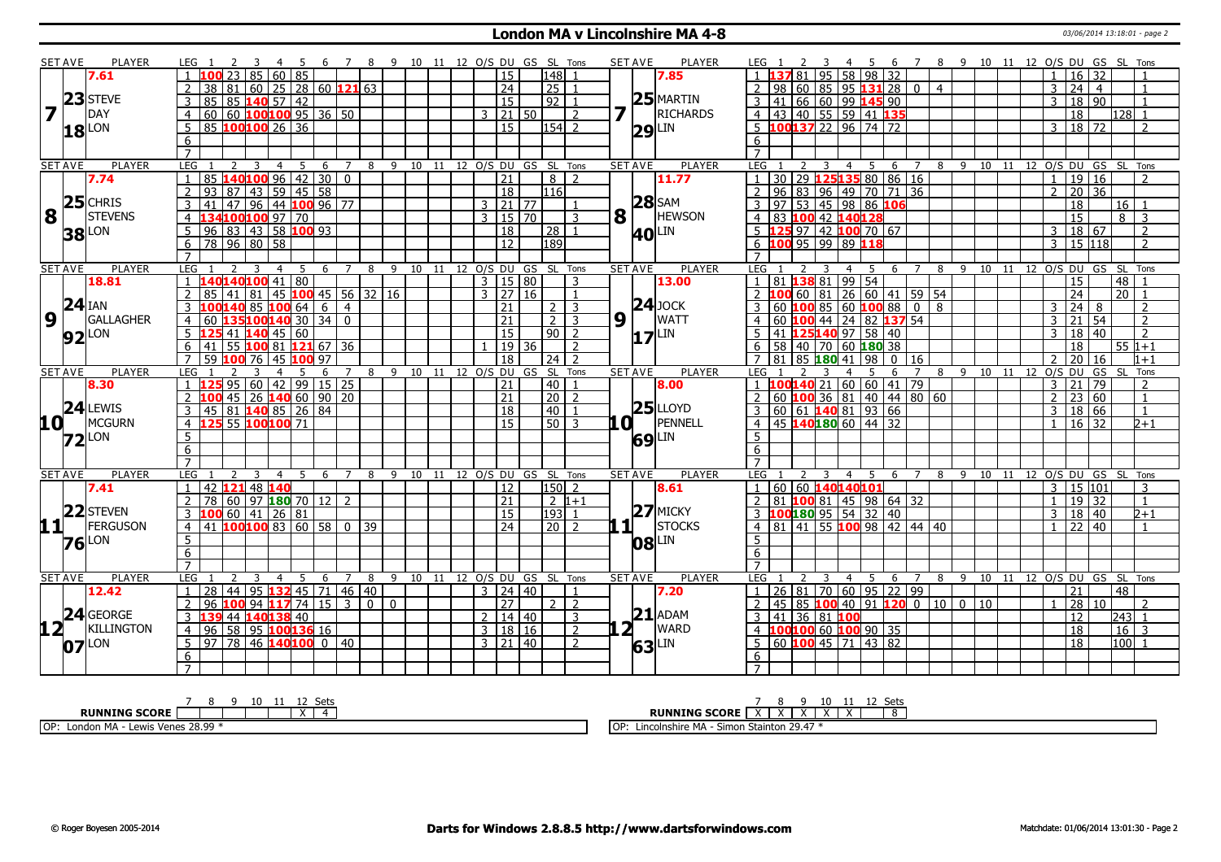# London MA v Lincolnshire MA 4-8

03/06/2014 13:18:01 - page 2

## Set 7

| SET AVE | PLAYER | LEG | 1 | 2 | 3 | 4 | 5 | 6 | 7 | 8 | 9 | 10 | 11 | 12 | O/S | DU | GS | SL | Tons |
|---|---|---|---|---|---|---|---|---|---|---|---|---|---|---|---|---|---|---|---|
| 7.61 | 7 STEVE DAY LON | 1 | 100 | 23 | 85 | 60 | 85 | | | | | | | | | 15 | | 148 | 1 |
| 23 | | 2 | 38 | 81 | 60 | 25 | 28 | 60 | 121 | 63 | | | | | | 24 | | 25 | 1 |
| 18 | | 3 | 85 | 85 | 140 | 57 | 42 | | | | | | | | | 15 | | 92 | 1 |
| | | 4 | 60 | 60 | 100 | 100 | 95 | 36 | 50 | | | | | | 3 | 21 | 50 | | 2 |
| | | 5 | 85 | 100 | 100 | 26 | 36 | | | | | | | | | 15 | | 154 | 2 |

| SET AVE | PLAYER | LEG | 1 | 2 | 3 | 4 | 5 | 6 | 7 | 8 | 9 | 10 | 11 | 12 | O/S | DU | GS | SL | Tons |
|---|---|---|---|---|---|---|---|---|---|---|---|---|---|---|---|---|---|---|---|
| 7.85 | 7 MARTIN RICHARDS LIN | 1 | 137 | 81 | 95 | 58 | 98 | 32 | | | | | | | 1 | 16 | 32 | | 1 |
| 25 | | 2 | 98 | 60 | 85 | 95 | 131 | 28 | 0 | 4 | | | | | 3 | 24 | 4 | | 1 |
| 29 | | 3 | 41 | 66 | 60 | 99 | 145 | 90 | | | | | | | 3 | 18 | 90 | | 1 |
| | | 4 | 43 | 40 | 55 | 59 | 41 | 135 | | | | | | | | 18 | | 128 | 1 |
| | | 5 | 100 | 137 | 22 | 96 | 74 | 72 | | | | | | | 3 | 18 | 72 | | 2 |

## Set 8

| SET AVE | PLAYER | LEG | 1 | 2 | 3 | 4 | 5 | 6 | 7 | 8 | 9 | 10 | 11 | 12 | O/S | DU | GS | SL | Tons |
|---|---|---|---|---|---|---|---|---|---|---|---|---|---|---|---|---|---|---|---|
| 7.74 | 8 CHRIS STEVENS LON | 1 | 85 | 140 | 100 | 96 | 42 | 30 | 0 | | | | | | | 21 | | 8 | 2 |
| 25 | | 2 | 93 | 87 | 43 | 59 | 45 | 58 | | | | | | | | 18 | | 116 | |
| 38 | | 3 | 41 | 47 | 96 | 44 | 100 | 96 | 77 | | | | | | 3 | 21 | 77 | | 1 |
| | | 4 | 134 | 100 | 100 | 97 | 70 | | | | | | | | 3 | 15 | 70 | | 3 |
| | | 5 | 96 | 83 | 43 | 58 | 100 | 93 | | | | | | | | 18 | | 28 | 1 |
| | | 6 | 78 | 96 | 80 | 58 | | | | | | | | | | 12 | | 189 | |

| SET AVE | PLAYER | LEG | 1 | 2 | 3 | 4 | 5 | 6 | 7 | 8 | 9 | 10 | 11 | 12 | O/S | DU | GS | SL | Tons |
|---|---|---|---|---|---|---|---|---|---|---|---|---|---|---|---|---|---|---|---|
| 11.77 | 8 SAM HEWSON LIN | 1 | 30 | 29 | 125 | 135 | 80 | 86 | 16 | | | | | | 1 | 19 | 16 | | 2 |
| 28 | | 2 | 96 | 83 | 96 | 49 | 70 | 71 | 36 | | | | | | 2 | 20 | 36 | | |
| 40 | | 3 | 97 | 53 | 45 | 98 | 86 | 106 | | | | | | | | 18 | | 16 | 1 |
| | | 4 | 83 | 100 | 42 | 140 | 128 | | | | | | | | | 15 | | 8 | 3 |
| | | 5 | 125 | 97 | 42 | 100 | 70 | 67 | | | | | | | 3 | 18 | 67 | | 2 |
| | | 6 | 100 | 95 | 99 | 89 | 118 | | | | | | | | 3 | 15 | 118 | | 2 |

## Set 9

| SET AVE | PLAYER | LEG | 1 | 2 | 3 | 4 | 5 | 6 | 7 | 8 | 9 | 10 | 11 | 12 | O/S | DU | GS | SL | Tons |
|---|---|---|---|---|---|---|---|---|---|---|---|---|---|---|---|---|---|---|---|
| 18.81 | 9 IAN GALLAGHER LON | 1 | 140 | 140 | 100 | 41 | 80 | | | | | | | | 3 | 15 | 80 | | 3 |
| 24 | | 2 | 85 | 41 | 81 | 45 | 100 | 45 | 56 | 32 | 16 | | | | 3 | 27 | 16 | | 1 |
| 92 | | 3 | 100 | 140 | 85 | 100 | 64 | 6 | 4 | | | | | | | 21 | | 2 | 3 |
| | | 4 | 60 | 135 | 100 | 140 | 30 | 34 | 0 | | | | | | | 21 | | 2 | 3 |
| | | 5 | 125 | 41 | 140 | 45 | 60 | | | | | | | | | 15 | | 90 | 2 |
| | | 6 | 41 | 55 | 100 | 81 | 121 | 67 | 36 | | | | | | 1 | 19 | 36 | | 2 |
| | | 7 | 59 | 100 | 76 | 45 | 100 | 97 | | | | | | | | 18 | | 24 | 2 |

| SET AVE | PLAYER | LEG | 1 | 2 | 3 | 4 | 5 | 6 | 7 | 8 | 9 | 10 | 11 | 12 | O/S | DU | GS | SL | Tons |
|---|---|---|---|---|---|---|---|---|---|---|---|---|---|---|---|---|---|---|---|
| 13.00 | 9 JOCK WATT LIN | 1 | 81 | 138 | 81 | 99 | 54 | | | | | | | | | 15 | | 48 | 1 |
| 24 | | 2 | 100 | 60 | 81 | 26 | 60 | 41 | 59 | 54 | | | | | | 24 | | 20 | 1 |
| 17 | | 3 | 60 | 100 | 85 | 60 | 100 | 88 | 0 | 8 | | | | | 3 | 24 | 8 | | 2 |
| | | 4 | 60 | 100 | 44 | 24 | 82 | 137 | 54 | | | | | | 3 | 21 | 54 | | 2 |
| | | 5 | 41 | 125 | 140 | 97 | 58 | 40 | | | | | | | 3 | 18 | 40 | | 2 |
| | | 6 | 58 | 40 | 70 | 60 | 180 | 38 | | | | | | | | 18 | | 55 | 1+1 |
| | | 7 | 81 | 85 | 180 | 41 | 98 | 0 | 16 | | | | | | 2 | 20 | 16 | | 1+1 |

## Set 10

| SET AVE | PLAYER | LEG | 1 | 2 | 3 | 4 | 5 | 6 | 7 | 8 | 9 | 10 | 11 | 12 | O/S | DU | GS | SL | Tons |
|---|---|---|---|---|---|---|---|---|---|---|---|---|---|---|---|---|---|---|---|
| 8.30 | 10 LEWIS MCGURN LON | 1 | 125 | 95 | 60 | 42 | 99 | 15 | 25 | | | | | | | 21 | | 40 | 1 |
| 24 | | 2 | 100 | 45 | 26 | 140 | 60 | 90 | 20 | | | | | | | 21 | | 20 | 2 |
| 72 | | 3 | 45 | 81 | 140 | 85 | 26 | 84 | | | | | | | | 18 | | 40 | 1 |
| | | 4 | 125 | 55 | 100 | 100 | 71 | | | | | | | | | 15 | | 50 | 3 |

| SET AVE | PLAYER | LEG | 1 | 2 | 3 | 4 | 5 | 6 | 7 | 8 | 9 | 10 | 11 | 12 | O/S | DU | GS | SL | Tons |
|---|---|---|---|---|---|---|---|---|---|---|---|---|---|---|---|---|---|---|---|
| 8.00 | 10 LLOYD PENNELL LIN | 1 | 100 | 140 | 21 | 60 | 60 | 41 | 79 | | | | | | 3 | 21 | 79 | | 2 |
| 25 | | 2 | 60 | 100 | 36 | 81 | 40 | 44 | 80 | 60 | | | | | 2 | 23 | 60 | | 1 |
| 69 | | 3 | 60 | 61 | 140 | 81 | 93 | 66 | | | | | | | 3 | 18 | 66 | | 1 |
| | | 4 | 45 | 140 | 180 | 60 | 44 | 32 | | | | | | | 1 | 16 | 32 | | 2+1 |

## Set 11

| SET AVE | PLAYER | LEG | 1 | 2 | 3 | 4 | 5 | 6 | 7 | 8 | 9 | 10 | 11 | 12 | O/S | DU | GS | SL | Tons |
|---|---|---|---|---|---|---|---|---|---|---|---|---|---|---|---|---|---|---|---|
| 7.41 | 11 STEVEN FERGUSON LON | 1 | 42 | 121 | 48 | 140 | | | | | | | | | | 12 | | 150 | 2 |
| 22 | | 2 | 78 | 60 | 97 | 180 | 70 | 12 | 2 | | | | | | | 21 | | 2 | 1+1 |
| 76 | | 3 | 100 | 60 | 41 | 26 | 81 | | | | | | | | | 15 | | 193 | 1 |
| | | 4 | 41 | 100 | 100 | 83 | 60 | 58 | 0 | 39 | | | | | | 24 | | 20 | 2 |

| SET AVE | PLAYER | LEG | 1 | 2 | 3 | 4 | 5 | 6 | 7 | 8 | 9 | 10 | 11 | 12 | O/S | DU | GS | SL | Tons |
|---|---|---|---|---|---|---|---|---|---|---|---|---|---|---|---|---|---|---|---|
| 8.61 | 11 MICKY STOCKS LIN | 1 | 60 | 60 | 140 | 140 | 101 | | | | | | | | 3 | 15 | 101 | | 3 |
| 27 | | 2 | 81 | 100 | 81 | 45 | 98 | 64 | 32 | | | | | | 1 | 19 | 32 | | 1 |
| 08 | | 3 | 100 | 180 | 95 | 54 | 32 | 40 | | | | | | | 3 | 18 | 40 | | 2+1 |
| | | 4 | 81 | 41 | 55 | 100 | 98 | 42 | 44 | 40 | | | | | 1 | 22 | 40 | | 1 |

## Set 12

| SET AVE | PLAYER | LEG | 1 | 2 | 3 | 4 | 5 | 6 | 7 | 8 | 9 | 10 | 11 | 12 | O/S | DU | GS | SL | Tons |
|---|---|---|---|---|---|---|---|---|---|---|---|---|---|---|---|---|---|---|---|
| 12.42 | 12 GEORGE KILLINGTON LON | 1 | 28 | 44 | 95 | 132 | 45 | 71 | 46 | 40 | | | | | 3 | 24 | 40 | | 1 |
| 24 | | 2 | 96 | 100 | 94 | 117 | 74 | 15 | 3 | 0 | 0 | | | | | 27 | | 2 | 2 |
| 07 | | 3 | 139 | 44 | 140 | 138 | 40 | | | | | | | | 2 | 14 | 40 | | 3 |
| | | 4 | 96 | 58 | 95 | 100 | 136 | 16 | | | | | | | 3 | 18 | 16 | | 2 |
| | | 5 | 97 | 78 | 46 | 140 | 100 | 0 | 40 | | | | | | 3 | 21 | 40 | | 2 |

| SET AVE | PLAYER | LEG | 1 | 2 | 3 | 4 | 5 | 6 | 7 | 8 | 9 | 10 | 11 | 12 | O/S | DU | GS | SL | Tons |
|---|---|---|---|---|---|---|---|---|---|---|---|---|---|---|---|---|---|---|---|
| 7.20 | 12 ADAM WARD LIN | 1 | 26 | 81 | 70 | 60 | 95 | 22 | 99 | | | | | | | 21 | | 48 | |
| 21 | | 2 | 45 | 85 | 100 | 40 | 91 | 120 | 0 | 10 | 0 | 10 | | | 1 | 28 | 10 | | 2 |
| 63 | | 3 | 41 | 36 | 81 | 100 | | | | | | | | | | 12 | | 243 | 1 |
| | | 4 | 100 | 100 | 60 | 100 | 90 | 35 | | | | | | | | 18 | | 16 | 3 |
| | | 5 | 60 | 100 | 45 | 71 | 43 | 82 | | | | | | | | 18 | | 100 | 1 |

## Running Score

| | 7 | 8 | 9 | 10 | 11 | 12 | Sets |
|---|---|---|---|---|---|---|---|
| RUNNING SCORE (London MA) | | | | | | X | 4 |
| RUNNING SCORE (Lincolnshire MA) | X | X | X | X | X | | 8 |

OP: London MA - Lewis Venes 28.99 *

OP: Lincolnshire MA - Simon Stainton 29.47 *

© Roger Boyesen 2005-2014 — Darts for Windows 2.8.8.5 http://www.dartsforwindows.com — Matchdate: 01/06/2014 13:01:30 - Page 2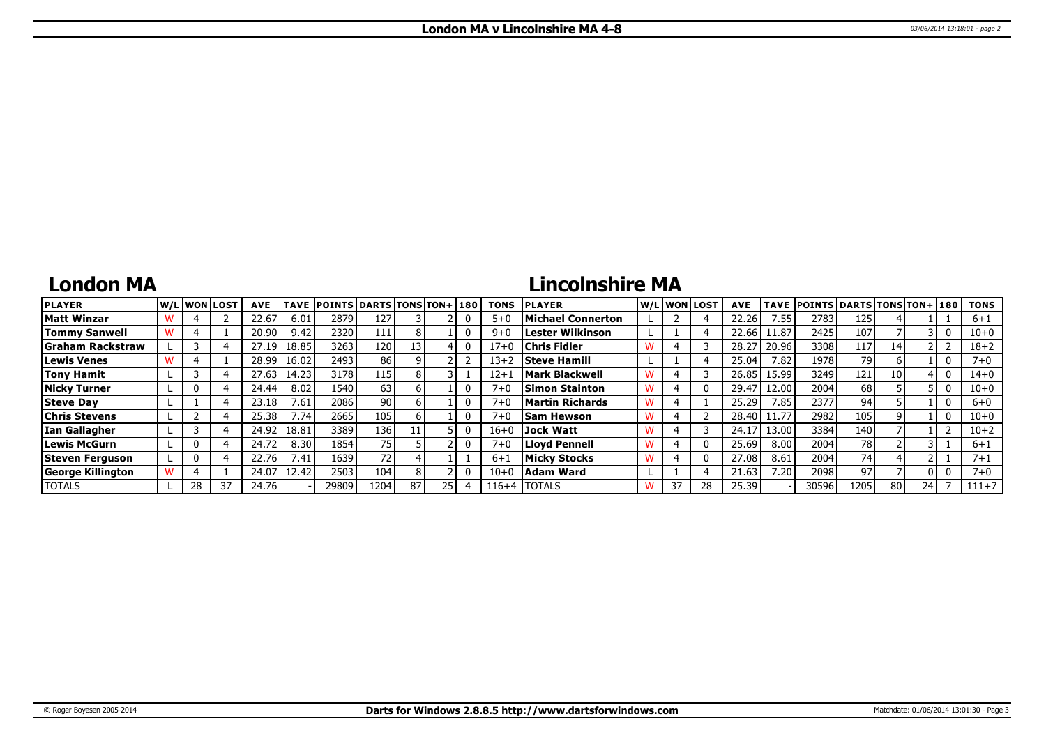# London MA v Lincolnshire MA 4-8

## London MA

| PLAYER | W/L | WON | LOST | AVE | TAVE | POINTS | DARTS | TONS | TON+ | 180 | TONS |
|---|---|---|---|---|---|---|---|---|---|---|---|
| Matt Winzar | W | 4 | 2 | 22.67 | 6.01 | 2879 | 127 | 3 | 2 | 0 | 5+0 |
| Tommy Sanwell | W | 4 | 1 | 20.90 | 9.42 | 2320 | 111 | 8 | 1 | 0 | 9+0 |
| Graham Rackstraw | L | 3 | 4 | 27.19 | 18.85 | 3263 | 120 | 13 | 4 | 0 | 17+0 |
| Lewis Venes | W | 4 | 1 | 28.99 | 16.02 | 2493 | 86 | 9 | 2 | 2 | 13+2 |
| Tony Hamit | L | 3 | 4 | 27.63 | 14.23 | 3178 | 115 | 8 | 3 | 1 | 12+1 |
| Nicky Turner | L | 0 | 4 | 24.44 | 8.02 | 1540 | 63 | 6 | 1 | 0 | 7+0 |
| Steve Day | L | 1 | 4 | 23.18 | 7.61 | 2086 | 90 | 6 | 1 | 0 | 7+0 |
| Chris Stevens | L | 2 | 4 | 25.38 | 7.74 | 2665 | 105 | 6 | 1 | 0 | 7+0 |
| Ian Gallagher | L | 3 | 4 | 24.92 | 18.81 | 3389 | 136 | 11 | 5 | 0 | 16+0 |
| Lewis McGurn | L | 0 | 4 | 24.72 | 8.30 | 1854 | 75 | 5 | 2 | 0 | 7+0 |
| Steven Ferguson | L | 0 | 4 | 22.76 | 7.41 | 1639 | 72 | 4 | 1 | 1 | 6+1 |
| George Killington | W | 4 | 1 | 24.07 | 12.42 | 2503 | 104 | 8 | 2 | 0 | 10+0 |
| TOTALS | L | 28 | 37 | 24.76 | - | 29809 | 1204 | 87 | 25 | 4 | 116+4 |

## Lincolnshire MA

| PLAYER | W/L | WON | LOST | AVE | TAVE | POINTS | DARTS | TONS | TON+ | 180 | TONS |
|---|---|---|---|---|---|---|---|---|---|---|---|
| Michael Connerton | L | 2 | 4 | 22.26 | 7.55 | 2783 | 125 | 4 | 1 | 1 | 6+1 |
| Lester Wilkinson | L | 1 | 4 | 22.66 | 11.87 | 2425 | 107 | 7 | 3 | 0 | 10+0 |
| Chris Fidler | W | 4 | 3 | 28.27 | 20.96 | 3308 | 117 | 14 | 2 | 2 | 18+2 |
| Steve Hamill | L | 1 | 4 | 25.04 | 7.82 | 1978 | 79 | 6 | 1 | 0 | 7+0 |
| Mark Blackwell | W | 4 | 3 | 26.85 | 15.99 | 3249 | 121 | 10 | 4 | 0 | 14+0 |
| Simon Stainton | W | 4 | 0 | 29.47 | 12.00 | 2004 | 68 | 5 | 5 | 0 | 10+0 |
| Martin Richards | W | 4 | 1 | 25.29 | 7.85 | 2377 | 94 | 5 | 1 | 0 | 6+0 |
| Sam Hewson | W | 4 | 2 | 28.40 | 11.77 | 2982 | 105 | 9 | 1 | 0 | 10+0 |
| Jock Watt | W | 4 | 3 | 24.17 | 13.00 | 3384 | 140 | 7 | 1 | 2 | 10+2 |
| Lloyd Pennell | W | 4 | 0 | 25.69 | 8.00 | 2004 | 78 | 2 | 3 | 1 | 6+1 |
| Micky Stocks | W | 4 | 0 | 27.08 | 8.61 | 2004 | 74 | 4 | 2 | 1 | 7+1 |
| Adam Ward | L | 1 | 4 | 21.63 | 7.20 | 2098 | 97 | 7 | 0 | 0 | 7+0 |
| TOTALS | W | 37 | 28 | 25.39 | - | 30596 | 1205 | 80 | 24 | 7 | 111+7 |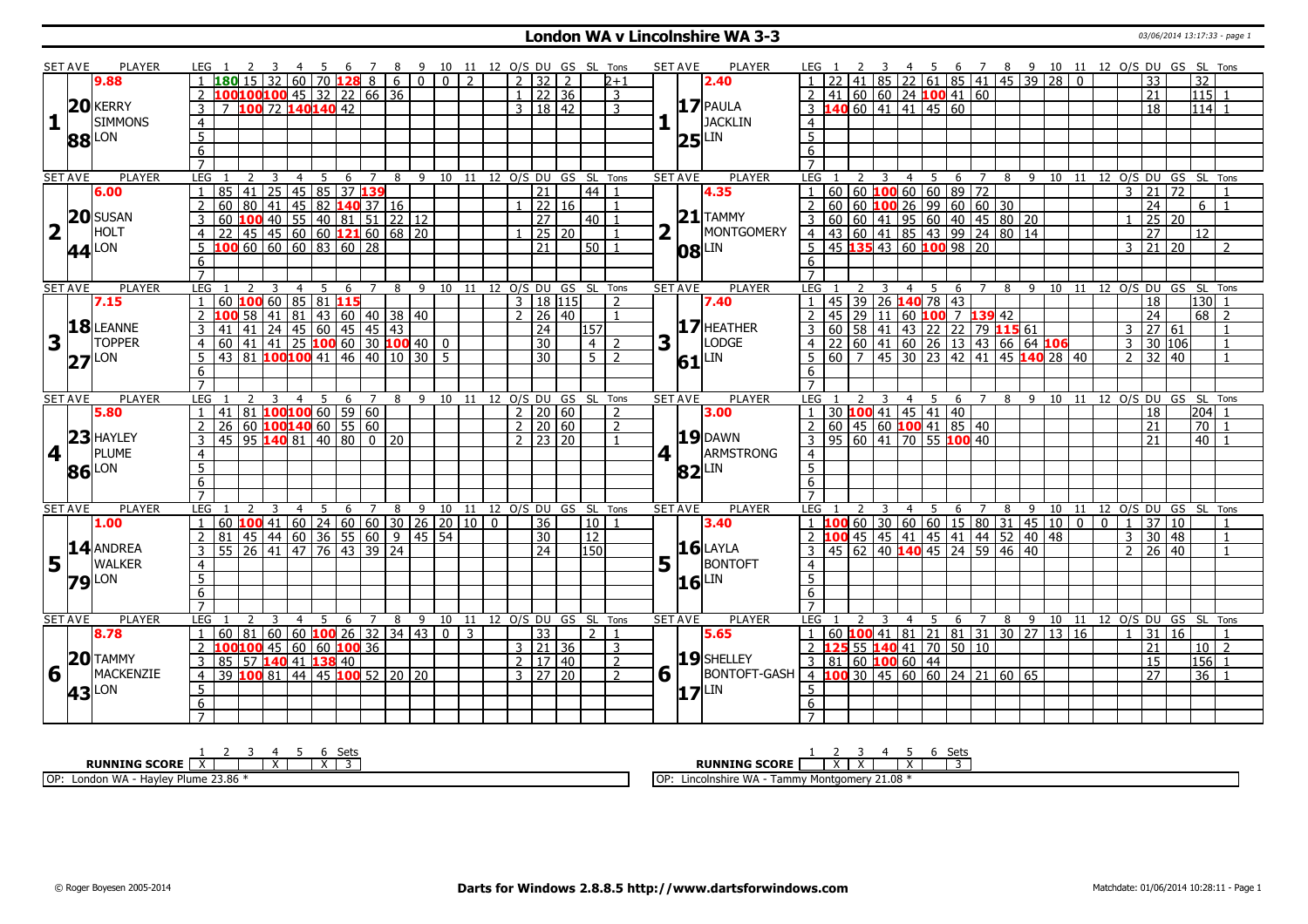# London WA v Lincolnshire WA 3-3

03/06/2014 13:17:33 - page 1

## Set 1

| SET AVE | PLAYER | LEG | 1 | 2 | 3 | 4 | 5 | 6 | 7 | 8 | 9 | 10 | 11 | 12 | O/S | DU | GS | SL | Tons |
|---|---|---|---|---|---|---|---|---|---|---|---|---|---|---|---|---|---|---|---|
| 9.88 | KERRY SIMMONS | 1 | 180 | 15 | 32 | 60 | 70 | 128 | 8 | 6 | 0 | 0 | 2 | | 2 | 32 | 2 | | 2+1 |
| 20 | LON | 2 | 100 | 100 | 100 | 45 | 32 | 22 | 66 | 36 | | | | | 1 | 22 | 36 | | 3 |
| 88 | | 3 | 7 | 100 | 72 | 140 | 140 | 42 | | | | | | | 3 | 18 | 42 | | 3 |

| SET AVE | PLAYER | LEG | 1 | 2 | 3 | 4 | 5 | 6 | 7 | 8 | 9 | 10 | 11 | 12 | O/S | DU | GS | SL | Tons |
|---|---|---|---|---|---|---|---|---|---|---|---|---|---|---|---|---|---|---|---|
| 2.40 | PAULA JACKLIN | 1 | 22 | 41 | 85 | 22 | 61 | 85 | 41 | 45 | 39 | 28 | 0 | | | 33 | | 32 | |
| 17 | LIN | 2 | 41 | 60 | 60 | 24 | 100 | 41 | 60 | | | | | | | 21 | | 115 | 1 |
| 25 | | 3 | 140 | 60 | 41 | 41 | 45 | 60 | | | | | | | | 18 | | 114 | 1 |

## Set 2

| SET AVE | PLAYER | LEG | 1 | 2 | 3 | 4 | 5 | 6 | 7 | 8 | 9 | 10 | 11 | 12 | O/S | DU | GS | SL | Tons |
|---|---|---|---|---|---|---|---|---|---|---|---|---|---|---|---|---|---|---|---|
| 6.00 | SUSAN HOLT | 1 | 85 | 41 | 25 | 45 | 85 | 37 | 139 | | | | | | | 21 | | 44 | 1 |
| 20 | LON | 2 | 60 | 80 | 41 | 45 | 82 | 140 | 37 | 16 | | | | | 1 | 22 | 16 | | 1 |
| 44 | | 3 | 60 | 100 | 40 | 55 | 40 | 81 | 51 | 22 | 12 | | | | | 27 | | 40 | 1 |
| | | 4 | 22 | 45 | 45 | 60 | 60 | 121 | 60 | 68 | 20 | | | | 1 | 25 | 20 | | 1 |
| | | 5 | 100 | 60 | 60 | 60 | 83 | 60 | 28 | | | | | | | 21 | | 50 | 1 |

| SET AVE | PLAYER | LEG | 1 | 2 | 3 | 4 | 5 | 6 | 7 | 8 | 9 | 10 | 11 | 12 | O/S | DU | GS | SL | Tons |
|---|---|---|---|---|---|---|---|---|---|---|---|---|---|---|---|---|---|---|---|
| 4.35 | TAMMY MONTGOMERY | 1 | 60 | 60 | 100 | 60 | 60 | 89 | 72 | | | | | | 3 | 21 | 72 | | 1 |
| 21 | LIN | 2 | 60 | 60 | 100 | 26 | 99 | 60 | 60 | 30 | | | | | | 24 | | 6 | 1 |
| 08 | | 3 | 60 | 60 | 41 | 95 | 60 | 40 | 45 | 80 | 20 | | | | 1 | 25 | 20 | | |
| | | 4 | 43 | 60 | 41 | 85 | 43 | 99 | 24 | 80 | 14 | | | | | 27 | | 12 | |
| | | 5 | 45 | 135 | 43 | 60 | 100 | 98 | 20 | | | | | | 3 | 21 | 20 | | 2 |

## Set 3

| SET AVE | PLAYER | LEG | 1 | 2 | 3 | 4 | 5 | 6 | 7 | 8 | 9 | 10 | 11 | 12 | O/S | DU | GS | SL | Tons |
|---|---|---|---|---|---|---|---|---|---|---|---|---|---|---|---|---|---|---|---|
| 7.15 | LEANNE TOPPER | 1 | 60 | 100 | 60 | 85 | 81 | 115 | | | | | | | 3 | 18 | 115 | | 2 |
| 18 | LON | 2 | 100 | 58 | 41 | 81 | 43 | 60 | 40 | 38 | 40 | | | | 2 | 26 | 40 | | 1 |
| 27 | | 3 | 41 | 41 | 24 | 45 | 60 | 45 | 45 | 43 | | | | | | 24 | | 157 | |
| | | 4 | 60 | 41 | 41 | 25 | 100 | 60 | 30 | 100 | 40 | 0 | | | | 30 | | 4 | 2 |
| | | 5 | 43 | 81 | 100 | 100 | 41 | 46 | 40 | 10 | 30 | 5 | | | | 30 | | 5 | 2 |

| SET AVE | PLAYER | LEG | 1 | 2 | 3 | 4 | 5 | 6 | 7 | 8 | 9 | 10 | 11 | 12 | O/S | DU | GS | SL | Tons |
|---|---|---|---|---|---|---|---|---|---|---|---|---|---|---|---|---|---|---|---|
| 7.40 | HEATHER LODGE | 1 | 45 | 39 | 26 | 140 | 78 | 43 | | | | | | | | 18 | | 130 | 1 |
| 17 | LIN | 2 | 45 | 29 | 11 | 60 | 100 | 7 | 139 | 42 | | | | | | 24 | | 68 | 2 |
| 61 | | 3 | 60 | 58 | 41 | 43 | 22 | 22 | 79 | 115 | 61 | | | | 3 | 27 | 61 | | 1 |
| | | 4 | 22 | 60 | 41 | 60 | 26 | 13 | 43 | 66 | 64 | 106 | | | 3 | 30 | 106 | | 1 |
| | | 5 | 60 | 7 | 45 | 30 | 23 | 42 | 41 | 45 | 140 | 28 | 40 | | 2 | 32 | 40 | | 1 |

## Set 4

| SET AVE | PLAYER | LEG | 1 | 2 | 3 | 4 | 5 | 6 | 7 | 8 | 9 | 10 | 11 | 12 | O/S | DU | GS | SL | Tons |
|---|---|---|---|---|---|---|---|---|---|---|---|---|---|---|---|---|---|---|---|
| 5.80 | HAYLEY PLUME | 1 | 41 | 81 | 100 | 100 | 60 | 59 | 60 | | | | | | 2 | 20 | 60 | | 2 |
| 23 | LON | 2 | 26 | 60 | 100 | 140 | 60 | 55 | 60 | | | | | | 2 | 20 | 60 | | 2 |
| 86 | | 3 | 45 | 95 | 140 | 81 | 40 | 80 | 0 | 20 | | | | | 2 | 23 | 20 | | 1 |

| SET AVE | PLAYER | LEG | 1 | 2 | 3 | 4 | 5 | 6 | 7 | 8 | 9 | 10 | 11 | 12 | O/S | DU | GS | SL | Tons |
|---|---|---|---|---|---|---|---|---|---|---|---|---|---|---|---|---|---|---|---|
| 3.00 | DAWN ARMSTRONG | 1 | 30 | 100 | 41 | 45 | 41 | 40 | | | | | | | | 18 | | 204 | 1 |
| 19 | LIN | 2 | 60 | 45 | 60 | 100 | 41 | 85 | 40 | | | | | | | 21 | | 70 | 1 |
| 82 | | 3 | 95 | 60 | 41 | 70 | 55 | 100 | 40 | | | | | | | 21 | | 40 | 1 |

## Set 5

| SET AVE | PLAYER | LEG | 1 | 2 | 3 | 4 | 5 | 6 | 7 | 8 | 9 | 10 | 11 | 12 | O/S | DU | GS | SL | Tons |
|---|---|---|---|---|---|---|---|---|---|---|---|---|---|---|---|---|---|---|---|
| 1.00 | ANDREA WALKER | 1 | 60 | 100 | 41 | 60 | 24 | 60 | 60 | 30 | 26 | 20 | 10 | 0 | | 36 | | 10 | 1 |
| 14 | LON | 2 | 81 | 45 | 44 | 60 | 36 | 55 | 60 | 9 | 45 | 54 | | | | 30 | | 12 | |
| 79 | | 3 | 55 | 26 | 41 | 47 | 76 | 43 | 39 | 24 | | | | | | 24 | | 150 | |

| SET AVE | PLAYER | LEG | 1 | 2 | 3 | 4 | 5 | 6 | 7 | 8 | 9 | 10 | 11 | 12 | O/S | DU | GS | SL | Tons |
|---|---|---|---|---|---|---|---|---|---|---|---|---|---|---|---|---|---|---|---|
| 3.40 | LAYLA BONTOFT | 1 | 100 | 60 | 30 | 60 | 60 | 15 | 80 | 31 | 45 | 10 | 0 | 0 | 1 | 37 | 10 | | 1 |
| 16 | LIN | 2 | 100 | 45 | 45 | 41 | 45 | 41 | 44 | 52 | 40 | 48 | | | 3 | 30 | 48 | | 1 |
| 16 | | 3 | 45 | 62 | 40 | 140 | 45 | 24 | 59 | 46 | 40 | | | | 2 | 26 | 40 | | 1 |

## Set 6

| SET AVE | PLAYER | LEG | 1 | 2 | 3 | 4 | 5 | 6 | 7 | 8 | 9 | 10 | 11 | 12 | O/S | DU | GS | SL | Tons |
|---|---|---|---|---|---|---|---|---|---|---|---|---|---|---|---|---|---|---|---|
| 8.78 | TAMMY MACKENZIE | 1 | 60 | 81 | 60 | 60 | 100 | 26 | 32 | 34 | 43 | 0 | 3 | | | 33 | | 2 | 1 |
| 20 | LON | 2 | 100 | 100 | 45 | 60 | 60 | 100 | 36 | | | | | | 3 | 21 | 36 | | 3 |
| 43 | | 3 | 85 | 57 | 140 | 41 | 138 | 40 | | | | | | | 2 | 17 | 40 | | 2 |
| | | 4 | 39 | 100 | 81 | 44 | 45 | 100 | 52 | 20 | 20 | | | | 3 | 27 | 20 | | 2 |

| SET AVE | PLAYER | LEG | 1 | 2 | 3 | 4 | 5 | 6 | 7 | 8 | 9 | 10 | 11 | 12 | O/S | DU | GS | SL | Tons |
|---|---|---|---|---|---|---|---|---|---|---|---|---|---|---|---|---|---|---|---|
| 5.65 | SHELLEY BONTOFT-GASH | 1 | 60 | 100 | 41 | 81 | 21 | 81 | 31 | 30 | 27 | 13 | 16 | | 1 | 31 | 16 | | 1 |
| 19 | LIN | 2 | 125 | 55 | 140 | 41 | 70 | 50 | 10 | | | | | | | 21 | | 10 | 2 |
| 17 | | 3 | 81 | 60 | 100 | 60 | 44 | | | | | | | | | 15 | | 156 | 1 |
| | | 4 | 100 | 30 | 45 | 60 | 60 | 24 | 21 | 60 | 65 | | | | | 27 | | 36 | 1 |

| RUNNING SCORE | 1 | 2 | 3 | 4 | 5 | 6 | Sets |
|---|---|---|---|---|---|---|---|
| London WA | X | | | X | | X | 3 |
| Lincolnshire WA | | X | X | | X | | 3 |

OP: London WA - Hayley Plume 23.86 *

OP: Lincolnshire WA - Tammy Montgomery 21.08 *

© Roger Boyesen 2005-2014 — Darts for Windows 2.8.8.5 http://www.dartsforwindows.com — Matchdate: 01/06/2014 10:28:11 - Page 1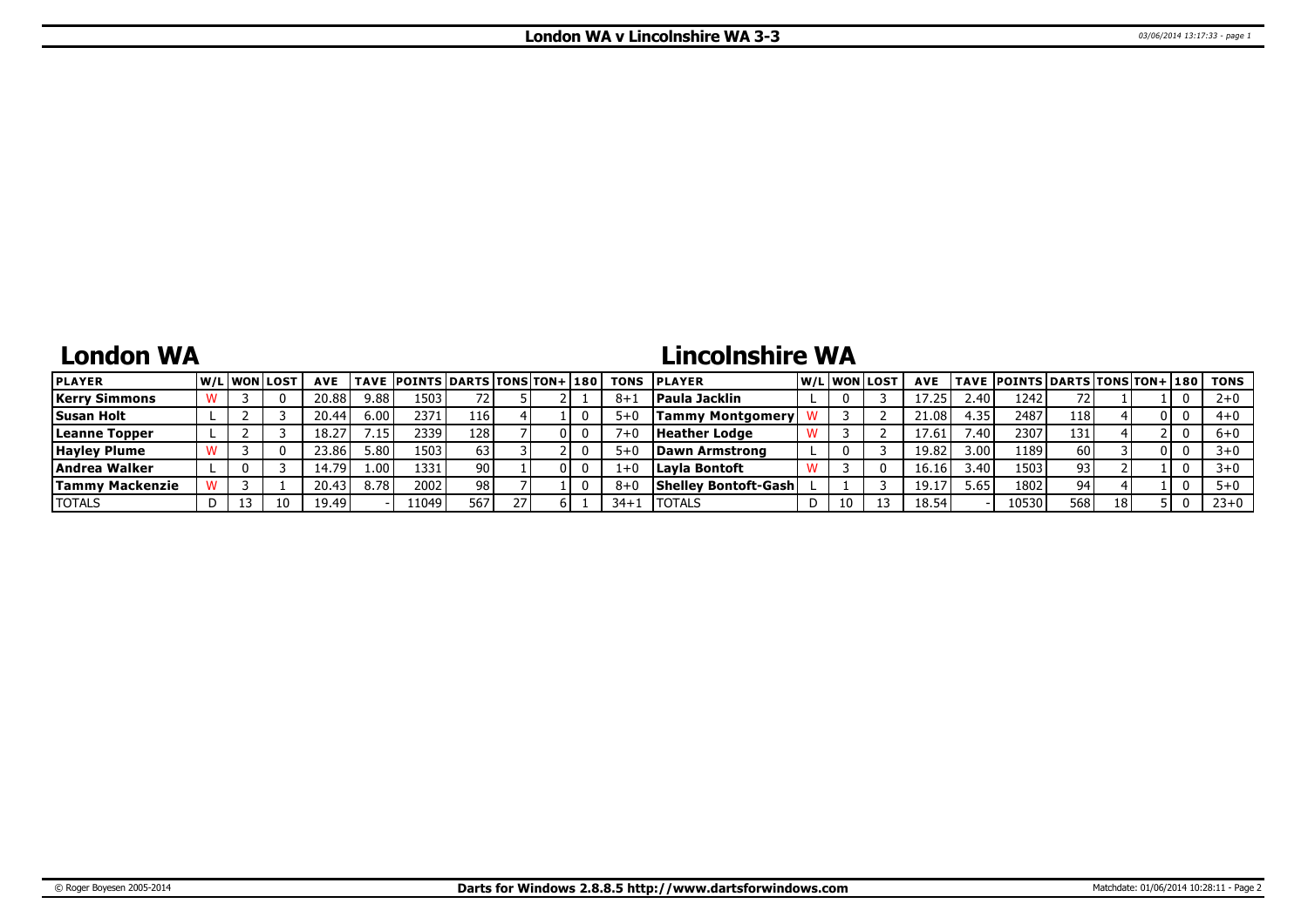# London WA v Lincolnshire WA 3-3

## London WA

| PLAYER | W/L | WON | LOST | AVE | TAVE | POINTS | DARTS | TONS | TON+ | 180 | TONS |
|---|---|---|---|---|---|---|---|---|---|---|---|
| Kerry Simmons | W | 3 | 0 | 20.88 | 9.88 | 1503 | 72 | 5 | 2 | 1 | 8+1 |
| Susan Holt | L | 2 | 3 | 20.44 | 6.00 | 2371 | 116 | 4 | 1 | 0 | 5+0 |
| Leanne Topper | L | 2 | 3 | 18.27 | 7.15 | 2339 | 128 | 7 | 0 | 0 | 7+0 |
| Hayley Plume | W | 3 | 0 | 23.86 | 5.80 | 1503 | 63 | 3 | 2 | 0 | 5+0 |
| Andrea Walker | L | 0 | 3 | 14.79 | 1.00 | 1331 | 90 | 1 | 0 | 0 | 1+0 |
| Tammy Mackenzie | W | 3 | 1 | 20.43 | 8.78 | 2002 | 98 | 7 | 1 | 0 | 8+0 |
| TOTALS | D | 13 | 10 | 19.49 | - | 11049 | 567 | 27 | 6 | 1 | 34+1 |

## Lincolnshire WA

| PLAYER | W/L | WON | LOST | AVE | TAVE | POINTS | DARTS | TONS | TON+ | 180 | TONS |
|---|---|---|---|---|---|---|---|---|---|---|---|
| Paula Jacklin | L | 0 | 3 | 17.25 | 2.40 | 1242 | 72 | 1 | 1 | 0 | 2+0 |
| Tammy Montgomery | W | 3 | 2 | 21.08 | 4.35 | 2487 | 118 | 4 | 0 | 0 | 4+0 |
| Heather Lodge | W | 3 | 2 | 17.61 | 7.40 | 2307 | 131 | 4 | 2 | 0 | 6+0 |
| Dawn Armstrong | L | 0 | 3 | 19.82 | 3.00 | 1189 | 60 | 3 | 0 | 0 | 3+0 |
| Layla Bontoft | W | 3 | 0 | 16.16 | 3.40 | 1503 | 93 | 2 | 1 | 0 | 3+0 |
| Shelley Bontoft-Gash | L | 1 | 3 | 19.17 | 5.65 | 1802 | 94 | 4 | 1 | 0 | 5+0 |
| TOTALS | D | 10 | 13 | 18.54 | - | 10530 | 568 | 18 | 5 | 0 | 23+0 |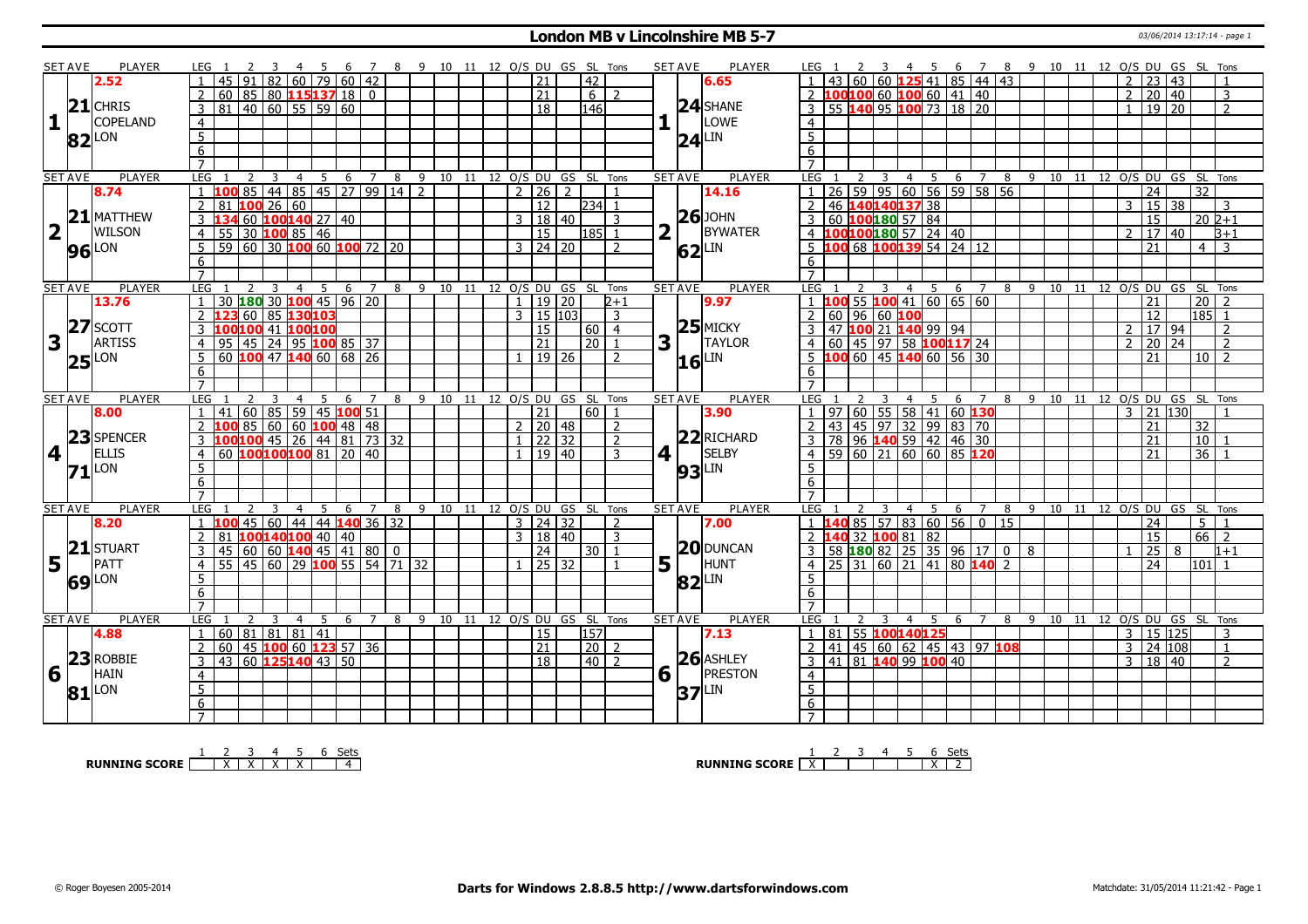# London MB v Lincolnshire MB 5-7

## Set 1

| SET AVE | PLAYER | LEG | 1 | 2 | 3 | 4 | 5 | 6 | 7 | 8 | 9 | 10 | 11 | 12 | O/S | DU | GS | SL | Tons |
|---|---|---|---|---|---|---|---|---|---|---|---|---|---|---|---|---|---|---|---|
| 2.52 | CHRIS COPELAND (LON) | 1 | 45 | 91 | 82 | 60 | 79 | 60 | 42 | | | | | | | 21 | | 42 | |
| 21 | | 2 | 60 | 85 | 80 | 115 | 137 | 18 | 0 | | | | | | | 21 | | 6 | 2 |
| 82 | | 3 | 81 | 40 | 60 | 55 | 59 | 60 | | | | | | | | 18 | | 146 | |

| SET AVE | PLAYER | LEG | 1 | 2 | 3 | 4 | 5 | 6 | 7 | 8 | 9 | 10 | 11 | 12 | O/S | DU | GS | SL | Tons |
|---|---|---|---|---|---|---|---|---|---|---|---|---|---|---|---|---|---|---|---|
| 6.65 | SHANE LOWE (LIN) | 1 | 43 | 60 | 60 | 125 | 41 | 85 | 44 | 43 | | | | | 2 | 23 | 43 | | 1 |
| 24 | | 2 | 100 | 100 | 60 | 100 | 60 | 41 | 40 | | | | | | 2 | 20 | 40 | | 3 |
| 24 | | 3 | 55 | 140 | 95 | 100 | 73 | 18 | 20 | | | | | | 1 | 19 | 20 | | 2 |

## Set 2

| SET AVE | PLAYER | LEG | 1 | 2 | 3 | 4 | 5 | 6 | 7 | 8 | 9 | 10 | 11 | 12 | O/S | DU | GS | SL | Tons |
|---|---|---|---|---|---|---|---|---|---|---|---|---|---|---|---|---|---|---|---|
| 8.74 | MATTHEW WILSON (LON) | 1 | 100 | 85 | 44 | 85 | 45 | 27 | 99 | 14 | 2 | | | | 2 | 26 | 2 | | 1 |
| 21 | | 2 | 81 | 100 | 26 | 60 | | | | | | | | | | 12 | | 234 | 1 |
| 96 | | 3 | 134 | 60 | 100 | 140 | 27 | 40 | | | | | | | 3 | 18 | 40 | | 3 |
| | | 4 | 55 | 30 | 100 | 85 | 46 | | | | | | | | | 15 | | 185 | 1 |
| | | 5 | 59 | 60 | 30 | 100 | 60 | 100 | 72 | 20 | | | | | 3 | 24 | 20 | | 2 |

| SET AVE | PLAYER | LEG | 1 | 2 | 3 | 4 | 5 | 6 | 7 | 8 | 9 | 10 | 11 | 12 | O/S | DU | GS | SL | Tons |
|---|---|---|---|---|---|---|---|---|---|---|---|---|---|---|---|---|---|---|---|
| 14.16 | JOHN BYWATER (LIN) | 1 | 26 | 59 | 95 | 60 | 56 | 59 | 58 | 56 | | | | | | 24 | | 32 | |
| 26 | | 2 | 46 | 140 | 140 | 137 | 38 | | | | | | | | 3 | 15 | 38 | | 3 |
| 62 | | 3 | 60 | 100 | 180 | 57 | 84 | | | | | | | | | 15 | | 20 | 2+1 |
| | | 4 | 100 | 100 | 180 | 57 | 24 | 40 | | | | | | | 2 | 17 | 40 | | 3+1 |
| | | 5 | 100 | 68 | 100 | 139 | 54 | 24 | 12 | | | | | | | 21 | | 4 | 3 |

## Set 3

| SET AVE | PLAYER | LEG | 1 | 2 | 3 | 4 | 5 | 6 | 7 | 8 | 9 | 10 | 11 | 12 | O/S | DU | GS | SL | Tons |
|---|---|---|---|---|---|---|---|---|---|---|---|---|---|---|---|---|---|---|---|
| 13.76 | SCOTT ARTISS (LON) | 1 | 30 | 180 | 30 | 100 | 45 | 96 | 20 | | | | | | 1 | 19 | 20 | | 2+1 |
| 27 | | 2 | 123 | 60 | 85 | 130 | 103 | | | | | | | | 3 | 15 | 103 | | 3 |
| 25 | | 3 | 100 | 100 | 41 | 100 | 100 | | | | | | | | | 15 | | 60 | 4 |
| | | 4 | 95 | 45 | 24 | 95 | 100 | 85 | 37 | | | | | | | 21 | | 20 | 1 |
| | | 5 | 60 | 100 | 47 | 140 | 60 | 68 | 26 | | | | | | 1 | 19 | 26 | | 2 |

| SET AVE | PLAYER | LEG | 1 | 2 | 3 | 4 | 5 | 6 | 7 | 8 | 9 | 10 | 11 | 12 | O/S | DU | GS | SL | Tons |
|---|---|---|---|---|---|---|---|---|---|---|---|---|---|---|---|---|---|---|---|
| 9.97 | MICKY TAYLOR (LIN) | 1 | 100 | 55 | 100 | 41 | 60 | 65 | 60 | | | | | | | 21 | | 20 | 2 |
| 25 | | 2 | 60 | 96 | 60 | 100 | | | | | | | | | | 12 | | 185 | 1 |
| 16 | | 3 | 47 | 100 | 21 | 140 | 99 | 94 | | | | | | | 2 | 17 | 94 | | 2 |
| | | 4 | 60 | 45 | 97 | 58 | 100 | 117 | 24 | | | | | | 2 | 20 | 24 | | 2 |
| | | 5 | 100 | 60 | 45 | 140 | 60 | 56 | 30 | | | | | | | 21 | | 10 | 2 |

## Set 4

| SET AVE | PLAYER | LEG | 1 | 2 | 3 | 4 | 5 | 6 | 7 | 8 | 9 | 10 | 11 | 12 | O/S | DU | GS | SL | Tons |
|---|---|---|---|---|---|---|---|---|---|---|---|---|---|---|---|---|---|---|---|
| 8.00 | SPENCER ELLIS (LON) | 1 | 41 | 60 | 85 | 59 | 45 | 100 | 51 | | | | | | | 21 | | 60 | 1 |
| 23 | | 2 | 100 | 85 | 60 | 60 | 100 | 48 | 48 | | | | | | 2 | 20 | 48 | | 2 |
| 71 | | 3 | 100 | 100 | 45 | 26 | 44 | 81 | 73 | 32 | | | | | 1 | 22 | 32 | | 2 |
| | | 4 | 60 | 100 | 100 | 100 | 81 | 20 | 40 | | | | | | 1 | 19 | 40 | | 3 |

| SET AVE | PLAYER | LEG | 1 | 2 | 3 | 4 | 5 | 6 | 7 | 8 | 9 | 10 | 11 | 12 | O/S | DU | GS | SL | Tons |
|---|---|---|---|---|---|---|---|---|---|---|---|---|---|---|---|---|---|---|---|
| 3.90 | RICHARD SELBY (LIN) | 1 | 97 | 60 | 55 | 58 | 41 | 60 | 130 | | | | | | 3 | 21 | 130 | | 1 |
| 22 | | 2 | 43 | 45 | 97 | 32 | 99 | 83 | 70 | | | | | | | 21 | | 32 | |
| 93 | | 3 | 78 | 96 | 140 | 59 | 42 | 46 | 30 | | | | | | | 21 | | 10 | 1 |
| | | 4 | 59 | 60 | 21 | 60 | 60 | 85 | 120 | | | | | | | 21 | | 36 | 1 |

## Set 5

| SET AVE | PLAYER | LEG | 1 | 2 | 3 | 4 | 5 | 6 | 7 | 8 | 9 | 10 | 11 | 12 | O/S | DU | GS | SL | Tons |
|---|---|---|---|---|---|---|---|---|---|---|---|---|---|---|---|---|---|---|---|
| 8.20 | STUART PATT (LON) | 1 | 100 | 45 | 60 | 44 | 44 | 140 | 36 | 32 | | | | | 3 | 24 | 32 | | 2 |
| 21 | | 2 | 81 | 100 | 140 | 100 | 40 | 40 | | | | | | | 3 | 18 | 40 | | 3 |
| 69 | | 3 | 45 | 60 | 60 | 140 | 45 | 41 | 80 | 0 | | | | | | 24 | | 30 | 1 |
| | | 4 | 55 | 45 | 60 | 29 | 100 | 55 | 54 | 71 | 32 | | | | 1 | 25 | 32 | | 1 |

| SET AVE | PLAYER | LEG | 1 | 2 | 3 | 4 | 5 | 6 | 7 | 8 | 9 | 10 | 11 | 12 | O/S | DU | GS | SL | Tons |
|---|---|---|---|---|---|---|---|---|---|---|---|---|---|---|---|---|---|---|---|
| 7.00 | DUNCAN HUNT (LIN) | 1 | 140 | 85 | 57 | 83 | 60 | 56 | 0 | 15 | | | | | | 24 | | 5 | 1 |
| 20 | | 2 | 140 | 32 | 100 | 81 | 82 | | | | | | | | | 15 | | 66 | 2 |
| 82 | | 3 | 58 | 180 | 82 | 25 | 35 | 96 | 17 | 0 | 8 | | | | 1 | 25 | 8 | | 1+1 |
| | | 4 | 25 | 31 | 60 | 21 | 41 | 80 | 140 | 2 | | | | | | 24 | | 101 | 1 |

## Set 6

| SET AVE | PLAYER | LEG | 1 | 2 | 3 | 4 | 5 | 6 | 7 | 8 | 9 | 10 | 11 | 12 | O/S | DU | GS | SL | Tons |
|---|---|---|---|---|---|---|---|---|---|---|---|---|---|---|---|---|---|---|---|
| 4.88 | ROBBIE HAIN (LON) | 1 | 60 | 81 | 81 | 81 | 41 | | | | | | | | | 15 | | 157 | |
| 23 | | 2 | 60 | 45 | 100 | 60 | 123 | 57 | 36 | | | | | | | 21 | | 20 | 2 |
| 81 | | 3 | 43 | 60 | 125 | 140 | 43 | 50 | | | | | | | | 18 | | 40 | 2 |

| SET AVE | PLAYER | LEG | 1 | 2 | 3 | 4 | 5 | 6 | 7 | 8 | 9 | 10 | 11 | 12 | O/S | DU | GS | SL | Tons |
|---|---|---|---|---|---|---|---|---|---|---|---|---|---|---|---|---|---|---|---|
| 7.13 | ASHLEY PRESTON (LIN) | 1 | 81 | 55 | 100 | 140 | 125 | | | | | | | | 3 | 15 | 125 | | 3 |
| 26 | | 2 | 41 | 45 | 60 | 62 | 45 | 43 | 97 | 108 | | | | | 3 | 24 | 108 | | 1 |
| 37 | | 3 | 41 | 81 | 140 | 99 | 100 | 40 | | | | | | | 3 | 18 | 40 | | 2 |

**RUNNING SCORE** (London)

| 1 | 2 | 3 | 4 | 5 | 6 | Sets |
|---|---|---|---|---|---|---|
| | X | X | X | X | | 4 |

**RUNNING SCORE** (Lincolnshire)

| 1 | 2 | 3 | 4 | 5 | 6 | Sets |
|---|---|---|---|---|---|---|
| X | | | | | X | 2 |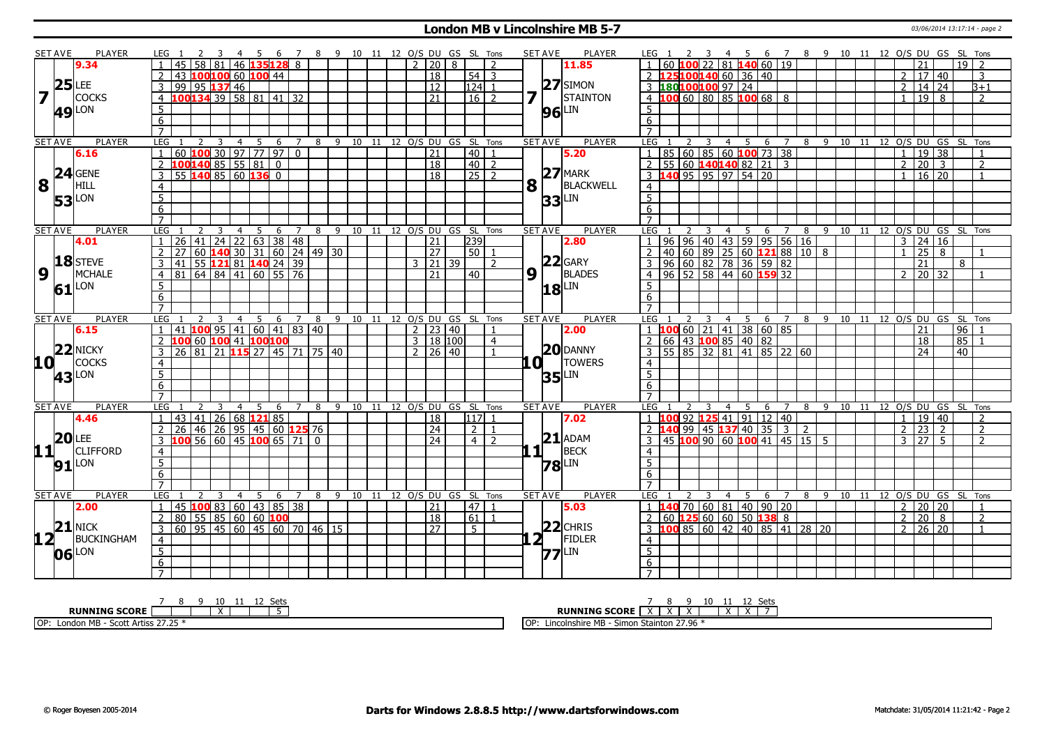# London MB v Lincolnshire MB 5-7

| SET AVE | PLAYER | LEG | 1 | 2 | 3 | 4 | 5 | 6 | 7 | 8 | 9 | 10 | 11 | 12 | O/S | DU | GS | SL | Tons | SET AVE | PLAYER | LEG | 1 | 2 | 3 | 4 | 5 | 6 | 7 | 8 | 9 | 10 | 11 | 12 | O/S | DU | GS | SL | Tons |
|---|---|---|---|---|---|---|---|---|---|---|---|---|---|---|---|---|---|---|---|---|---|---|---|---|---|---|---|---|---|---|---|---|---|---|---|---|---|---|---|
| 9.34 | | 1 | 45 | 58 | 81 | 46 | 135 | 128 | 8 | | | | | | 2 | 20 | 8 | | 2 | 11.85 | | 1 | 60 | 100 | 22 | 81 | 140 | 60 | 19 | | | | | | | 21 | | 19 | 2 |
| 25 | LEE | 2 | 43 | 100 | 100 | 60 | 100 | 44 | | | | | | | | 18 | | 54 | 3 | 27 | SIMON | 2 | 125 | 100 | 140 | 60 | 36 | 40 | | | | | | | 2 | 17 | 40 | | 3 |
| 7 | COCKS | 3 | 99 | 95 | 137 | 46 | | | | | | | | | | 12 | | 124 | 1 | 7 | STAINTON | 3 | 180 | 100 | 100 | 97 | 24 | | | | | | | | 2 | 14 | 24 | | 3+1 |
| 49 | LON | 4 | 100 | 134 | 39 | 58 | 81 | 41 | 32 | | | | | | | 21 | | 16 | 2 | 96 | LIN | 4 | 100 | 60 | 80 | 85 | 100 | 68 | 8 | | | | | | 1 | 19 | 8 | | 2 |
| 6.16 | | 1 | 60 | 100 | 30 | 97 | 77 | 97 | 0 | | | | | | | 21 | | 40 | 1 | 5.20 | | 1 | 85 | 60 | 85 | 60 | 100 | 73 | 38 | | | | | | 1 | 19 | 38 | | 1 |
| 24 | GENE | 2 | 100 | 140 | 85 | 55 | 81 | 0 | | | | | | | | 18 | | 40 | 2 | 27 | MARK | 2 | 55 | 60 | 140 | 140 | 82 | 21 | 3 | | | | | | 2 | 20 | 3 | | 2 |
| 8 | HILL | 3 | 55 | 140 | 85 | 60 | 136 | 0 | | | | | | | | 18 | | 25 | 2 | 8 | BLACKWELL | 3 | 140 | 95 | 95 | 97 | 54 | 20 | | | | | | | 1 | 16 | 20 | | 1 |
| 53 | LON | | | | | | | | | | | | | | | | | | | 33 | LIN | | | | | | | | | | | | | | | | | | |
| 4.01 | | 1 | 26 | 41 | 24 | 22 | 63 | 38 | 48 | | | | | | | 21 | | 239 | | 2.80 | | 1 | 96 | 96 | 40 | 43 | 59 | 95 | 56 | 16 | | | | | 3 | 24 | 16 | | |
| 18 | STEVE | 2 | 27 | 60 | 140 | 30 | 31 | 60 | 24 | 49 | 30 | | | | | 27 | | 50 | 1 | 22 | GARY | 2 | 40 | 60 | 89 | 25 | 60 | 121 | 88 | 10 | 8 | | | | 1 | 25 | 8 | | 1 |
| 9 | MCHALE | 3 | 41 | 55 | 121 | 81 | 140 | 24 | 39 | | | | | | 3 | 21 | 39 | | 2 | 9 | BLADES | 3 | 96 | 60 | 82 | 78 | 36 | 59 | 82 | | | | | | | 21 | | 8 | |
| 61 | LON | 4 | 81 | 64 | 84 | 41 | 60 | 55 | 76 | | | | | | | 21 | | 40 | | 18 | LIN | 4 | 96 | 52 | 58 | 44 | 60 | 159 | 32 | | | | | | 2 | 20 | 32 | | 1 |
| 6.15 | | 1 | 41 | 100 | 95 | 41 | 60 | 41 | 83 | 40 | | | | | 2 | 23 | 40 | | 1 | 2.00 | | 1 | 100 | 60 | 21 | 41 | 38 | 60 | 85 | | | | | | | 21 | | 96 | 1 |
| 22 | NICKY | 2 | 100 | 60 | 100 | 41 | 100 | 100 | | | | | | | 3 | 18 | 100 | | 4 | 20 | DANNY | 2 | 66 | 43 | 100 | 85 | 40 | 82 | | | | | | | | 18 | | 85 | 1 |
| 10 | COCKS | 3 | 26 | 81 | 21 | 115 | 27 | 45 | 71 | 75 | 40 | | | | 2 | 26 | 40 | | 1 | 10 | TOWERS | 3 | 55 | 85 | 32 | 81 | 41 | 85 | 22 | 60 | | | | | | 24 | | 40 | |
| 43 | LON | | | | | | | | | | | | | | | | | | | 35 | LIN | | | | | | | | | | | | | | | | | | |
| 4.46 | | 1 | 43 | 41 | 26 | 68 | 121 | 85 | | | | | | | | 18 | | 117 | 1 | 7.02 | | 1 | 100 | 92 | 125 | 41 | 91 | 12 | 40 | | | | | | 1 | 19 | 40 | | 2 |
| 20 | LEE | 2 | 26 | 46 | 26 | 95 | 45 | 60 | 125 | 76 | | | | | | 24 | | 2 | 1 | 21 | ADAM | 2 | 140 | 99 | 45 | 137 | 40 | 35 | 3 | 2 | | | | | 2 | 23 | 2 | | 2 |
| 11 | CLIFFORD | 3 | 100 | 56 | 60 | 45 | 100 | 65 | 71 | 0 | | | | | | 24 | | 4 | 2 | 11 | BECK | 3 | 45 | 100 | 90 | 60 | 100 | 41 | 45 | 15 | 5 | | | | 3 | 27 | 5 | | 2 |
| 91 | LON | | | | | | | | | | | | | | | | | | | 78 | LIN | | | | | | | | | | | | | | | | | | |
| 2.00 | | 1 | 45 | 100 | 83 | 60 | 43 | 85 | 38 | | | | | | | 21 | | 47 | 1 | 5.03 | | 1 | 140 | 70 | 60 | 81 | 40 | 90 | 20 | | | | | | 2 | 20 | 20 | | 1 |
| 21 | NICK | 2 | 80 | 55 | 85 | 60 | 60 | 100 | | | | | | | | 18 | | 61 | 1 | 22 | CHRIS | 2 | 60 | 125 | 60 | 60 | 50 | 138 | 8 | | | | | | 2 | 20 | 8 | | 2 |
| 12 | BUCKINGHAM | 3 | 60 | 95 | 45 | 60 | 45 | 60 | 70 | 46 | 15 | | | | | 27 | | 5 | | 12 | FIDLER | 3 | 100 | 85 | 60 | 42 | 40 | 85 | 41 | 28 | 20 | | | | 2 | 26 | 20 | | 1 |
| 06 | LON | | | | | | | | | | | | | | | | | | | 77 | LIN | | | | | | | | | | | | | | | | | | |

| RUNNING SCORE | 7 | 8 | 9 | 10 | 11 | 12 | Sets |
|---|---|---|---|---|---|---|---|
| London MB | | | | X | | | 5 |
| Lincolnshire MB | X | X | X | | X | X | 7 |

OP: London MB - Scott Artiss 27.25 *

OP: Lincolnshire MB - Simon Stainton 27.96 *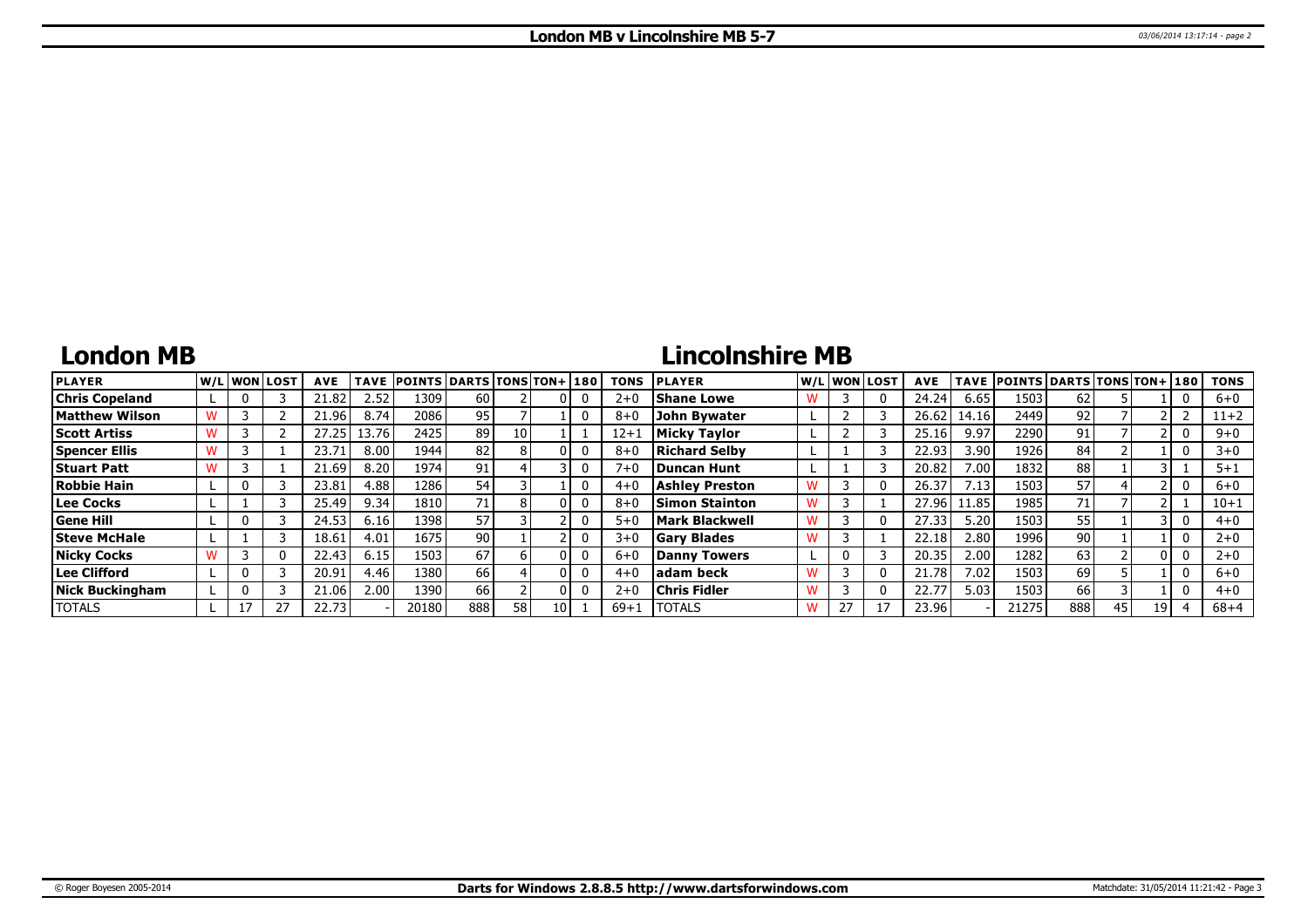# London MB v Lincolnshire MB 5-7

## London MB

| PLAYER | W/L | WON | LOST | AVE | TAVE | POINTS | DARTS | TONS | TON+ | 180 | TONS |
|---|---|---|---|---|---|---|---|---|---|---|---|
| Chris Copeland | L | 0 | 3 | 21.82 | 2.52 | 1309 | 60 | 2 | 0 | 0 | 2+0 |
| Matthew Wilson | W | 3 | 2 | 21.96 | 8.74 | 2086 | 95 | 7 | 1 | 0 | 8+0 |
| Scott Artiss | W | 3 | 2 | 27.25 | 13.76 | 2425 | 89 | 10 | 1 | 1 | 12+1 |
| Spencer Ellis | W | 3 | 1 | 23.71 | 8.00 | 1944 | 82 | 8 | 0 | 0 | 8+0 |
| Stuart Patt | W | 3 | 1 | 21.69 | 8.20 | 1974 | 91 | 4 | 3 | 0 | 7+0 |
| Robbie Hain | L | 0 | 3 | 23.81 | 4.88 | 1286 | 54 | 3 | 1 | 0 | 4+0 |
| Lee Cocks | L | 1 | 3 | 25.49 | 9.34 | 1810 | 71 | 8 | 0 | 0 | 8+0 |
| Gene Hill | L | 0 | 3 | 24.53 | 6.16 | 1398 | 57 | 3 | 2 | 0 | 5+0 |
| Steve McHale | L | 1 | 3 | 18.61 | 4.01 | 1675 | 90 | 1 | 2 | 0 | 3+0 |
| Nicky Cocks | W | 3 | 0 | 22.43 | 6.15 | 1503 | 67 | 6 | 0 | 0 | 6+0 |
| Lee Clifford | L | 0 | 3 | 20.91 | 4.46 | 1380 | 66 | 4 | 0 | 0 | 4+0 |
| Nick Buckingham | L | 0 | 3 | 21.06 | 2.00 | 1390 | 66 | 2 | 0 | 0 | 2+0 |
| TOTALS | L | 17 | 27 | 22.73 | - | 20180 | 888 | 58 | 10 | 1 | 69+1 |

## Lincolnshire MB

| PLAYER | W/L | WON | LOST | AVE | TAVE | POINTS | DARTS | TONS | TON+ | 180 | TONS |
|---|---|---|---|---|---|---|---|---|---|---|---|
| Shane Lowe | W | 3 | 0 | 24.24 | 6.65 | 1503 | 62 | 5 | 1 | 0 | 6+0 |
| John Bywater | L | 2 | 3 | 26.62 | 14.16 | 2449 | 92 | 7 | 2 | 2 | 11+2 |
| Micky Taylor | L | 2 | 3 | 25.16 | 9.97 | 2290 | 91 | 7 | 2 | 0 | 9+0 |
| Richard Selby | L | 1 | 3 | 22.93 | 3.90 | 1926 | 84 | 2 | 1 | 0 | 3+0 |
| Duncan Hunt | L | 1 | 3 | 20.82 | 7.00 | 1832 | 88 | 1 | 3 | 1 | 5+1 |
| Ashley Preston | W | 3 | 0 | 26.37 | 7.13 | 1503 | 57 | 4 | 2 | 0 | 6+0 |
| Simon Stainton | W | 3 | 1 | 27.96 | 11.85 | 1985 | 71 | 7 | 2 | 1 | 10+1 |
| Mark Blackwell | W | 3 | 0 | 27.33 | 5.20 | 1503 | 55 | 1 | 3 | 0 | 4+0 |
| Gary Blades | W | 3 | 1 | 22.18 | 2.80 | 1996 | 90 | 1 | 1 | 0 | 2+0 |
| Danny Towers | L | 0 | 3 | 20.35 | 2.00 | 1282 | 63 | 2 | 0 | 0 | 2+0 |
| adam beck | W | 3 | 0 | 21.78 | 7.02 | 1503 | 69 | 5 | 1 | 0 | 6+0 |
| Chris Fidler | W | 3 | 0 | 22.77 | 5.03 | 1503 | 66 | 3 | 1 | 0 | 4+0 |
| TOTALS | W | 27 | 17 | 23.96 | - | 21275 | 888 | 45 | 19 | 4 | 68+4 |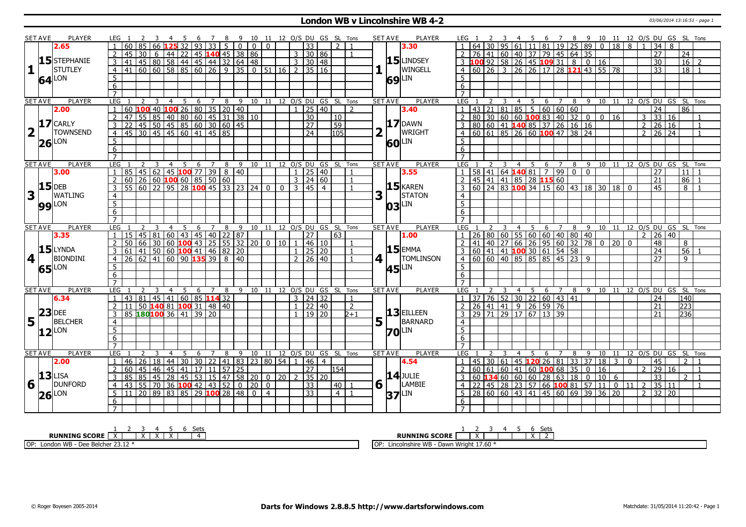# London WB v Lincolnshire WB 4-2

03/06/2014 13:16:51 - page 1

| SET AVE | PLAYER | LEG | 1 | 2 | 3 | 4 | 5 | 6 | 7 | 8 | 9 | 10 | 11 | 12 | O/S | DU | GS | SL | Tons | SET AVE | PLAYER | LEG | 1 | 2 | 3 | 4 | 5 | 6 | 7 | 8 | 9 | 10 | 11 | 12 | O/S | DU | GS | SL | Tons |
|---|---|---|---|---|---|---|---|---|---|---|---|---|---|---|---|---|---|---|---|---|---|---|---|---|---|---|---|---|---|---|---|---|---|---|---|---|---|---|---|
| 2.65 | | 1 | 60 | 85 | 66 | 125 | 32 | 93 | 33 | 5 | 0 | 0 | 0 | | | 33 | | 2 | 1 | 3.30 | | 1 | 64 | 30 | 95 | 61 | 11 | 81 | 19 | 25 | 89 | 0 | 18 | 8 | 1 | 34 | 8 | | |
| 15 | STEPHANIE STUTLEY | 2 | 45 | 30 | 6 | 44 | 22 | 45 | 140 | 45 | 38 | 86 | | | 3 | 30 | 86 | | 1 | 15 | LINDSEY WINGELL | 2 | 76 | 41 | 60 | 40 | 37 | 79 | 45 | 64 | 35 | | | | | 27 | | 24 | |
| 1 | | 3 | 41 | 45 | 80 | 58 | 44 | 45 | 44 | 32 | 64 | 48 | | | 3 | 30 | 48 | | | 1 | | 3 | 100 | 92 | 58 | 26 | 45 | 109 | 31 | 8 | 0 | 16 | | | | 30 | | 16 | 2 |
| 64 | LON | 4 | 41 | 60 | 60 | 58 | 85 | 60 | 26 | 9 | 35 | 0 | 51 | 16 | 2 | 35 | 16 | | | 69 | LIN | 4 | 60 | 26 | 3 | 26 | 26 | 17 | 28 | 121 | 43 | 55 | 78 | | | 33 | | 18 | 1 |
| 2.00 | | 1 | 60 | 100 | 40 | 100 | 26 | 80 | 35 | 20 | 40 | | | | 1 | 25 | 40 | | 2 | 3.40 | | 1 | 43 | 21 | 81 | 85 | 5 | 60 | 60 | 60 | | | | | | 24 | | 86 | |
| 17 | CARLY TOWNSEND | 2 | 47 | 55 | 85 | 40 | 80 | 60 | 45 | 31 | 38 | 10 | | | | 30 | | 10 | | 17 | DAWN WRIGHT | 2 | 80 | 30 | 60 | 60 | 100 | 83 | 40 | 32 | 0 | 0 | 16 | | 3 | 33 | 16 | | 1 |
| 2 | | 3 | 22 | 45 | 50 | 45 | 85 | 60 | 30 | 60 | 45 | | | | | 27 | | 59 | | 2 | | 3 | 80 | 60 | 41 | 140 | 85 | 37 | 26 | 16 | 16 | | | | 2 | 26 | 16 | | 1 |
| 26 | LON | 4 | 45 | 30 | 45 | 45 | 60 | 41 | 45 | 85 | | | | | | 24 | | 105 | | 60 | LIN | 4 | 60 | 61 | 85 | 26 | 60 | 100 | 47 | 38 | 24 | | | | 2 | 26 | 24 | | 1 |
| 3.00 | | 1 | 85 | 45 | 62 | 45 | 100 | 77 | 39 | 8 | 40 | | | | 1 | 25 | 40 | | 1 | 3.55 | | 1 | 58 | 41 | 64 | 140 | 81 | 7 | 99 | 0 | 0 | | | | | 27 | | 11 | 1 |
| 15 | DEB WATLING | 2 | 60 | 26 | 60 | 100 | 60 | 85 | 50 | 60 | | | | | 3 | 24 | 60 | | 1 | 15 | KAREN STATON | 2 | 45 | 41 | 41 | 85 | 28 | 115 | 60 | | | | | | | 21 | | 86 | 1 |
| 3 | | 3 | 55 | 60 | 22 | 95 | 28 | 100 | 45 | 33 | 23 | 24 | 0 | 0 | 3 | 45 | 4 | | 1 | 3 | | 3 | 60 | 24 | 83 | 100 | 34 | 15 | 60 | 43 | 18 | 30 | 18 | 0 | | 45 | | 8 | 1 |
| 99 | LON | | | | | | | | | | | | | | | | | | | 03 | LIN | | | | | | | | | | | | | | | | | | |
| 3.35 | | 1 | 15 | 45 | 81 | 60 | 43 | 45 | 40 | 22 | 87 | | | | | 27 | | 63 | | 1.00 | | 1 | 26 | 80 | 60 | 55 | 60 | 60 | 40 | 80 | 40 | | | | 2 | 26 | 40 | | |
| 15 | LYNDA BIONDINI | 2 | 50 | 66 | 30 | 60 | 100 | 43 | 25 | 55 | 32 | 20 | 0 | 10 | 1 | 46 | 10 | | 1 | 15 | EMMA TOMLINSON | 2 | 41 | 40 | 27 | 66 | 26 | 95 | 60 | 32 | 78 | 0 | 20 | 0 | | 48 | | 8 | |
| 4 | | 3 | 61 | 41 | 50 | 60 | 100 | 41 | 46 | 82 | 20 | | | | 1 | 25 | 20 | | 1 | 4 | | 3 | 60 | 41 | 41 | 100 | 30 | 61 | 54 | 58 | | | | | | 24 | | 56 | 1 |
| 65 | LON | 4 | 26 | 62 | 41 | 60 | 90 | 135 | 39 | 8 | 40 | | | | 2 | 26 | 40 | | 1 | 45 | LIN | 4 | 60 | 60 | 40 | 85 | 85 | 85 | 45 | 23 | 9 | | | | | 27 | | 9 | |
| 6.34 | | 1 | 43 | 81 | 45 | 41 | 60 | 85 | 114 | 32 | | | | | 3 | 24 | 32 | | 1 | | | 1 | 37 | 76 | 52 | 30 | 22 | 60 | 43 | 41 | | | | | | 24 | | 140 | |
| 23 | DEE BELCHER | 2 | 11 | 50 | 140 | 81 | 100 | 31 | 48 | 40 | | | | | 1 | 22 | 40 | | 2 | 13 | EILLEEN BARNARD | 2 | 26 | 41 | 41 | 9 | 26 | 59 | 76 | | | | | | | 21 | | 223 | |
| 5 | | 3 | 85 | 180 | 100 | 36 | 41 | 39 | 20 | | | | | | 1 | 19 | 20 | | 2+1 | 5 | | 3 | 29 | 71 | 29 | 17 | 67 | 13 | 39 | | | | | | | 21 | | 236 | |
| 12 | LON | | | | | | | | | | | | | | | | | | | 70 | LIN | | | | | | | | | | | | | | | | | | |
| 2.00 | | 1 | 46 | 26 | 18 | 44 | 30 | 30 | 22 | 41 | 83 | 23 | 80 | 54 | 1 | 46 | 4 | | | 4.54 | | 1 | 45 | 30 | 61 | 45 | 120 | 26 | 81 | 33 | 37 | 18 | 3 | 0 | | 45 | | 2 | 1 |
| 13 | LISA DUNFORD | 2 | 60 | 45 | 46 | 45 | 41 | 17 | 11 | 57 | 25 | | | | | 27 | | 154 | | 14 | JULIE LAMBIE | 2 | 60 | 61 | 60 | 41 | 60 | 100 | 68 | 35 | 0 | 16 | | | 2 | 29 | 16 | | 1 |
| 6 | | 3 | 85 | 85 | 45 | 28 | 45 | 53 | 15 | 47 | 58 | 20 | 0 | 20 | 2 | 35 | 20 | | | 6 | | 3 | 60 | 134 | 60 | 60 | 60 | 28 | 63 | 18 | 0 | 10 | 6 | | | 33 | | 2 | 1 |
| 26 | LON | 4 | 43 | 55 | 70 | 36 | 100 | 42 | 43 | 52 | 0 | 20 | 0 | | | 33 | | 40 | 1 | 37 | LIN | 4 | 22 | 45 | 28 | 23 | 57 | 66 | 100 | 81 | 57 | 11 | 0 | 11 | 2 | 35 | 11 | | 1 |
| | | 5 | 11 | 20 | 89 | 83 | 85 | 29 | 100 | 28 | 48 | 0 | 4 | | | 33 | | 4 | 1 | | | 5 | 28 | 60 | 60 | 43 | 41 | 45 | 60 | 69 | 39 | 36 | 20 | | 2 | 32 | 20 | | |

| RUNNING SCORE | 1 | 2 | 3 | 4 | 5 | 6 | Sets |
|---|---|---|---|---|---|---|---|
| London WB | X | | X | X | X | | 4 |
| Lincolnshire WB | | X | | | | X | 2 |

OP: London WB - Dee Belcher 23.12 *

OP: Lincolnshire WB - Dawn Wright 17.60 *

© Roger Boyesen 2005-2014 **Darts for Windows 2.8.8.5 http://www.dartsforwindows.com** Matchdate: 31/05/2014 11:20:42 - Page 1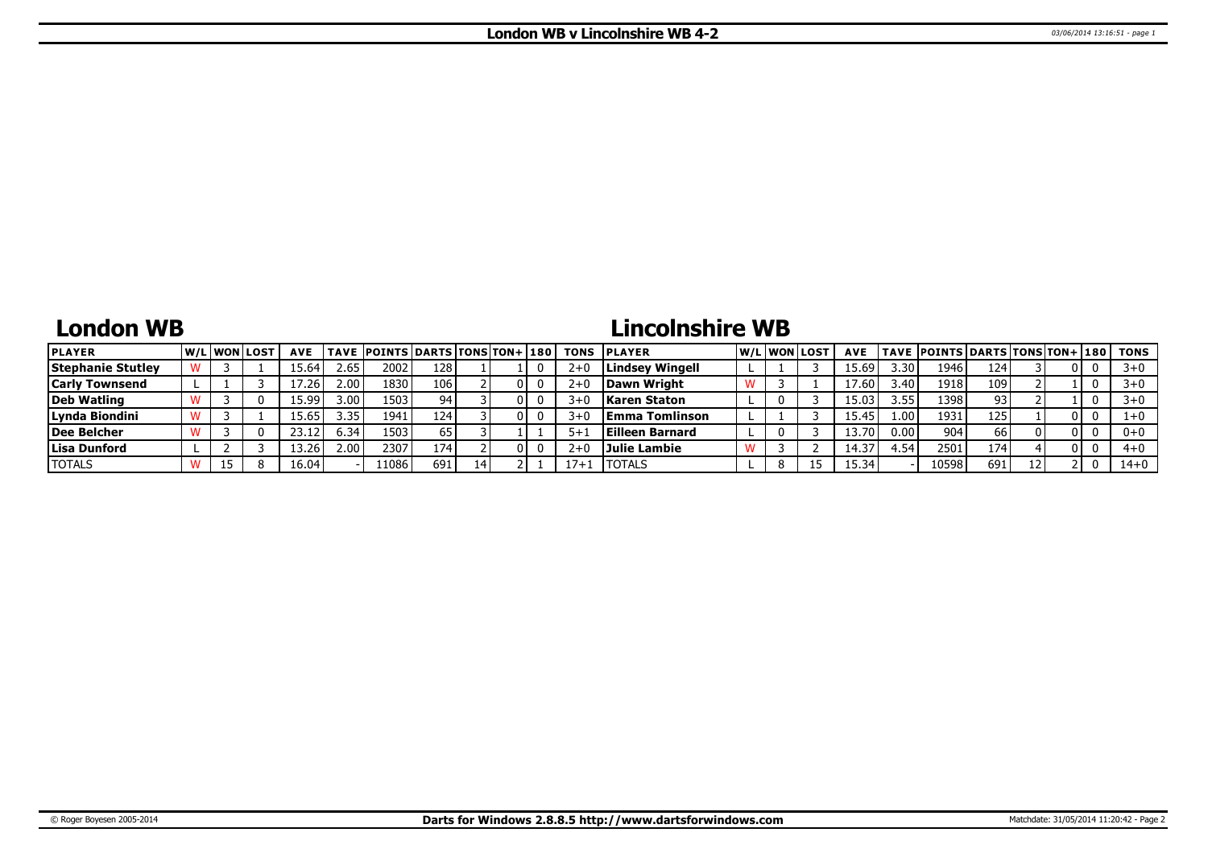# London WB v Lincolnshire WB 4-2

## London WB

| PLAYER | W/L | WON | LOST | AVE | TAVE | POINTS | DARTS | TONS | TON+ | 180 | TONS |
|---|---|---|---|---|---|---|---|---|---|---|---|
| **Stephanie Stutley** | W | 3 | 1 | 15.64 | 2.65 | 2002 | 128 | 1 | 1 | 0 | 2+0 |
| **Carly Townsend** | L | 1 | 3 | 17.26 | 2.00 | 1830 | 106 | 2 | 0 | 0 | 2+0 |
| **Deb Watling** | W | 3 | 0 | 15.99 | 3.00 | 1503 | 94 | 3 | 0 | 0 | 3+0 |
| **Lynda Biondini** | W | 3 | 1 | 15.65 | 3.35 | 1941 | 124 | 3 | 0 | 0 | 3+0 |
| **Dee Belcher** | W | 3 | 0 | 23.12 | 6.34 | 1503 | 65 | 3 | 1 | 1 | 5+1 |
| **Lisa Dunford** | L | 2 | 3 | 13.26 | 2.00 | 2307 | 174 | 2 | 0 | 0 | 2+0 |
| TOTALS | W | 15 | 8 | 16.04 | - | 11086 | 691 | 14 | 2 | 1 | 17+1 |

## Lincolnshire WB

| PLAYER | W/L | WON | LOST | AVE | TAVE | POINTS | DARTS | TONS | TON+ | 180 | TONS |
|---|---|---|---|---|---|---|---|---|---|---|---|
| **Lindsey Wingell** | L | 1 | 3 | 15.69 | 3.30 | 1946 | 124 | 3 | 0 | 0 | 3+0 |
| **Dawn Wright** | W | 3 | 1 | 17.60 | 3.40 | 1918 | 109 | 2 | 1 | 0 | 3+0 |
| **Karen Staton** | L | 0 | 3 | 15.03 | 3.55 | 1398 | 93 | 2 | 1 | 0 | 3+0 |
| **Emma Tomlinson** | L | 1 | 3 | 15.45 | 1.00 | 1931 | 125 | 1 | 0 | 0 | 1+0 |
| **Eilleen Barnard** | L | 0 | 3 | 13.70 | 0.00 | 904 | 66 | 0 | 0 | 0 | 0+0 |
| **Julie Lambie** | W | 3 | 2 | 14.37 | 4.54 | 2501 | 174 | 4 | 0 | 0 | 4+0 |
| TOTALS | L | 8 | 15 | 15.34 | - | 10598 | 691 | 12 | 2 | 0 | 14+0 |